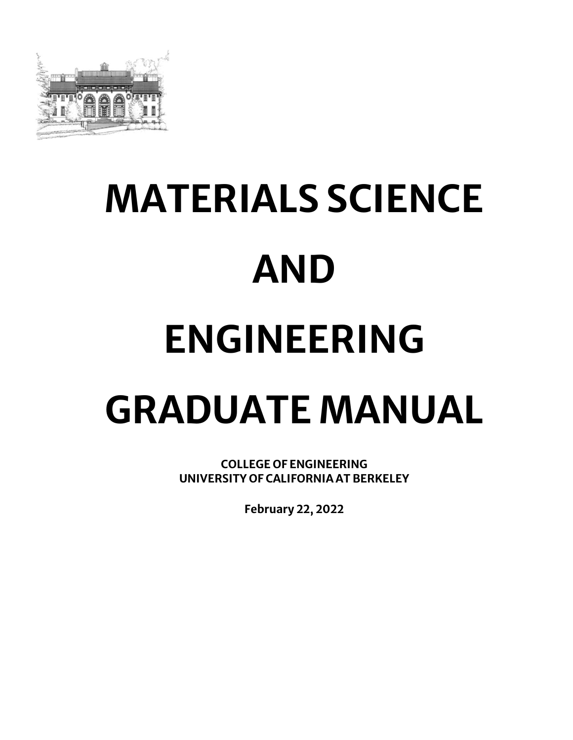# MATERIALS SCIENCE AND ENGINEERING GRADUATE MANUAL

**COLLEGE OF ENGINEERING**
**UNIVERSITY OF CALIFORNIA AT BERKELEY**

**February 22, 2022**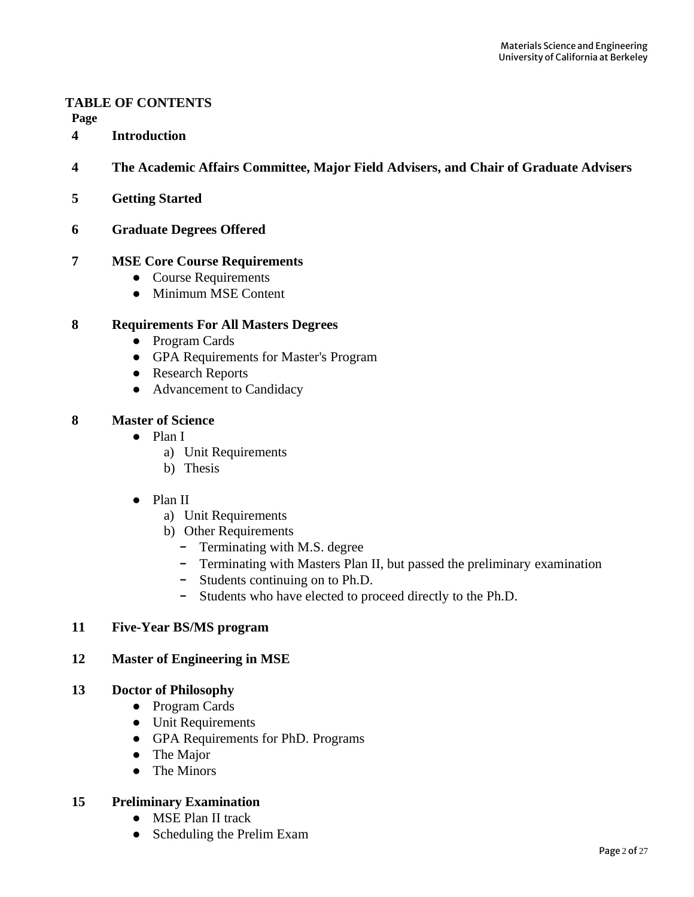**TABLE OF CONTENTS**

**Page**

**4 Introduction**

**4 The Academic Affairs Committee, Major Field Advisers, and Chair of Graduate Advisers**

**5 Getting Started**

**6 Graduate Degrees Offered**

**7 MSE Core Course Requirements**

- Course Requirements
- Minimum MSE Content

**8 Requirements For All Masters Degrees**

- Program Cards
- GPA Requirements for Master's Program
- Research Reports
- Advancement to Candidacy

**8 Master of Science**

- Plan I
  a) Unit Requirements
  b) Thesis

- Plan II
  a) Unit Requirements
  b) Other Requirements
     - Terminating with M.S. degree
     - Terminating with Masters Plan II, but passed the preliminary examination
     - Students continuing on to Ph.D.
     - Students who have elected to proceed directly to the Ph.D.

**11 Five-Year BS/MS program**

**12 Master of Engineering in MSE**

**13 Doctor of Philosophy**

- Program Cards
- Unit Requirements
- GPA Requirements for PhD. Programs
- The Major
- The Minors

**15 Preliminary Examination**

- MSE Plan II track
- Scheduling the Prelim Exam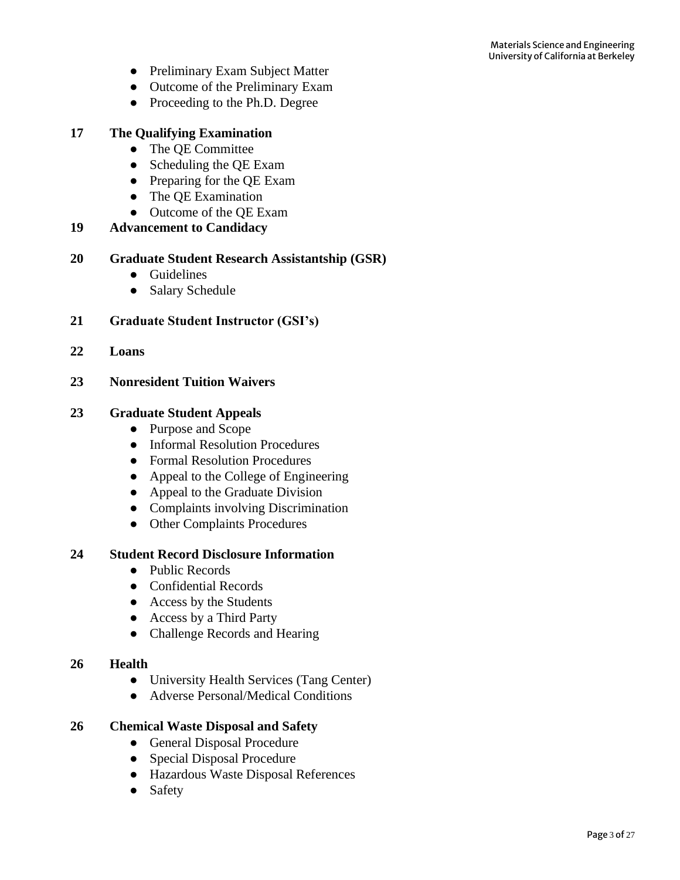- Preliminary Exam Subject Matter
- Outcome of the Preliminary Exam
- Proceeding to the Ph.D. Degree

**17 The Qualifying Examination**

- The QE Committee
- Scheduling the QE Exam
- Preparing for the QE Exam
- The QE Examination
- Outcome of the QE Exam

**19 Advancement to Candidacy**

**20 Graduate Student Research Assistantship (GSR)**

- Guidelines
- Salary Schedule

**21 Graduate Student Instructor (GSI's)**

**22 Loans**

**23 Nonresident Tuition Waivers**

**23 Graduate Student Appeals**

- Purpose and Scope
- Informal Resolution Procedures
- Formal Resolution Procedures
- Appeal to the College of Engineering
- Appeal to the Graduate Division
- Complaints involving Discrimination
- Other Complaints Procedures

**24 Student Record Disclosure Information**

- Public Records
- Confidential Records
- Access by the Students
- Access by a Third Party
- Challenge Records and Hearing

**26 Health**

- University Health Services (Tang Center)
- Adverse Personal/Medical Conditions

**26 Chemical Waste Disposal and Safety**

- General Disposal Procedure
- Special Disposal Procedure
- Hazardous Waste Disposal References
- Safety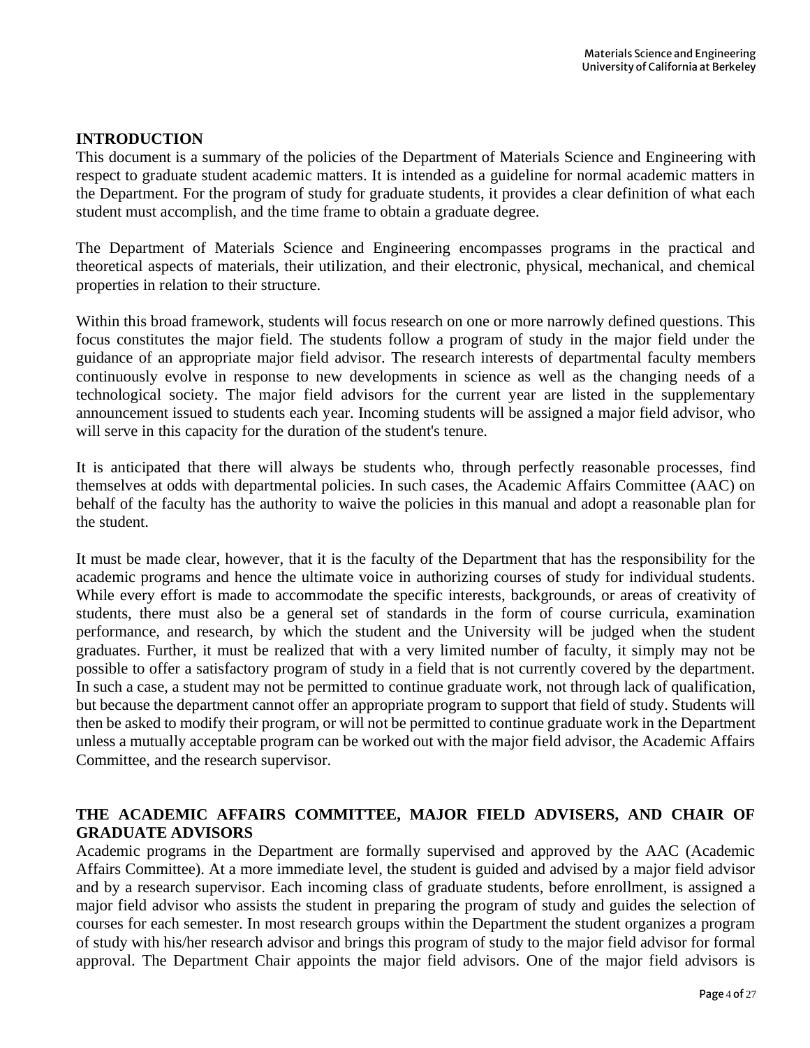## INTRODUCTION

This document is a summary of the policies of the Department of Materials Science and Engineering with respect to graduate student academic matters. It is intended as a guideline for normal academic matters in the Department. For the program of study for graduate students, it provides a clear definition of what each student must accomplish, and the time frame to obtain a graduate degree.

The Department of Materials Science and Engineering encompasses programs in the practical and theoretical aspects of materials, their utilization, and their electronic, physical, mechanical, and chemical properties in relation to their structure.

Within this broad framework, students will focus research on one or more narrowly defined questions. This focus constitutes the major field. The students follow a program of study in the major field under the guidance of an appropriate major field advisor. The research interests of departmental faculty members continuously evolve in response to new developments in science as well as the changing needs of a technological society. The major field advisors for the current year are listed in the supplementary announcement issued to students each year. Incoming students will be assigned a major field advisor, who will serve in this capacity for the duration of the student's tenure.

It is anticipated that there will always be students who, through perfectly reasonable processes, find themselves at odds with departmental policies. In such cases, the Academic Affairs Committee (AAC) on behalf of the faculty has the authority to waive the policies in this manual and adopt a reasonable plan for the student.

It must be made clear, however, that it is the faculty of the Department that has the responsibility for the academic programs and hence the ultimate voice in authorizing courses of study for individual students. While every effort is made to accommodate the specific interests, backgrounds, or areas of creativity of students, there must also be a general set of standards in the form of course curricula, examination performance, and research, by which the student and the University will be judged when the student graduates. Further, it must be realized that with a very limited number of faculty, it simply may not be possible to offer a satisfactory program of study in a field that is not currently covered by the department. In such a case, a student may not be permitted to continue graduate work, not through lack of qualification, but because the department cannot offer an appropriate program to support that field of study. Students will then be asked to modify their program, or will not be permitted to continue graduate work in the Department unless a mutually acceptable program can be worked out with the major field advisor, the Academic Affairs Committee, and the research supervisor.

## THE ACADEMIC AFFAIRS COMMITTEE, MAJOR FIELD ADVISERS, AND CHAIR OF GRADUATE ADVISORS

Academic programs in the Department are formally supervised and approved by the AAC (Academic Affairs Committee). At a more immediate level, the student is guided and advised by a major field advisor and by a research supervisor. Each incoming class of graduate students, before enrollment, is assigned a major field advisor who assists the student in preparing the program of study and guides the selection of courses for each semester. In most research groups within the Department the student organizes a program of study with his/her research advisor and brings this program of study to the major field advisor for formal approval. The Department Chair appoints the major field advisors. One of the major field advisors is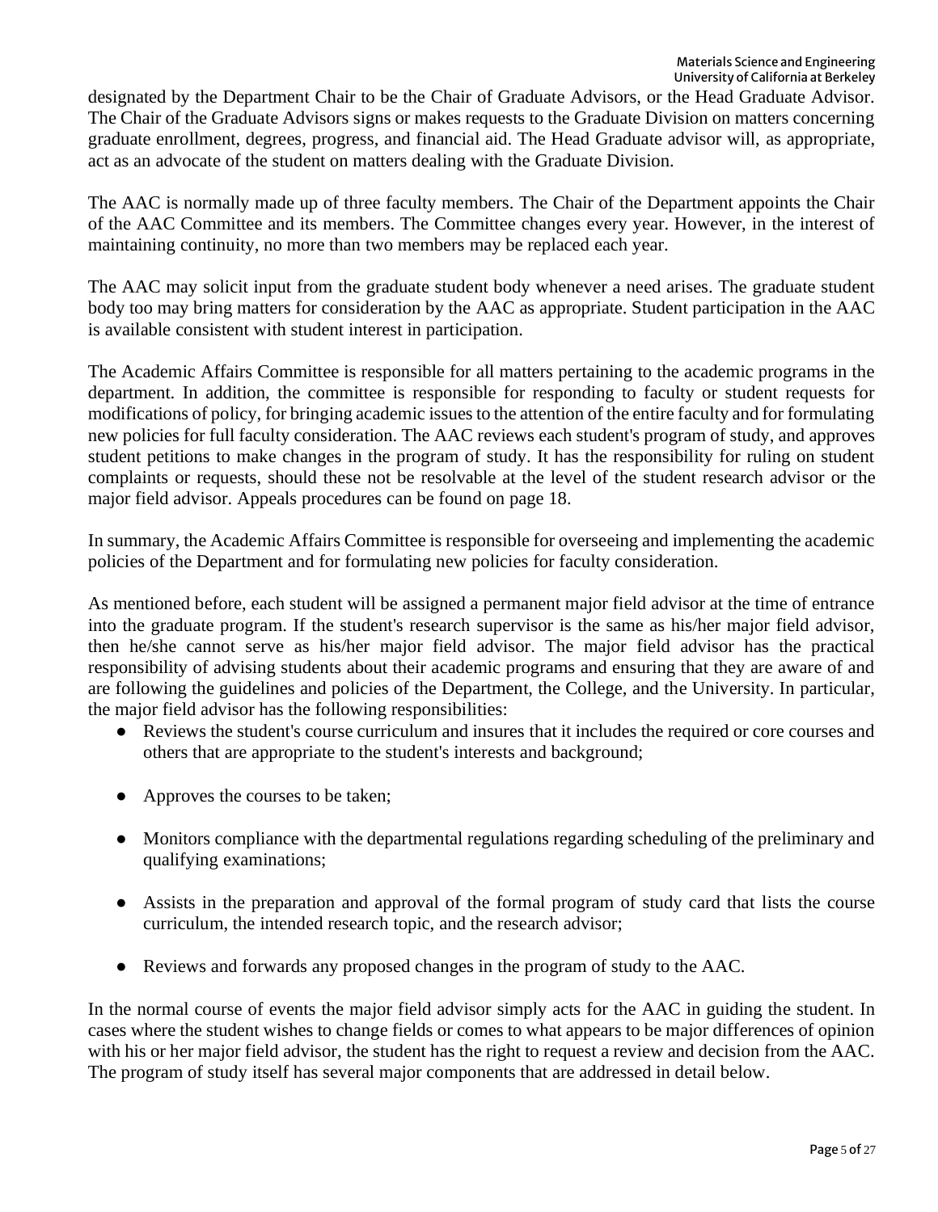designated by the Department Chair to be the Chair of Graduate Advisors, or the Head Graduate Advisor. The Chair of the Graduate Advisors signs or makes requests to the Graduate Division on matters concerning graduate enrollment, degrees, progress, and financial aid. The Head Graduate advisor will, as appropriate, act as an advocate of the student on matters dealing with the Graduate Division.

The AAC is normally made up of three faculty members. The Chair of the Department appoints the Chair of the AAC Committee and its members. The Committee changes every year. However, in the interest of maintaining continuity, no more than two members may be replaced each year.

The AAC may solicit input from the graduate student body whenever a need arises. The graduate student body too may bring matters for consideration by the AAC as appropriate. Student participation in the AAC is available consistent with student interest in participation.

The Academic Affairs Committee is responsible for all matters pertaining to the academic programs in the department. In addition, the committee is responsible for responding to faculty or student requests for modifications of policy, for bringing academic issues to the attention of the entire faculty and for formulating new policies for full faculty consideration. The AAC reviews each student's program of study, and approves student petitions to make changes in the program of study. It has the responsibility for ruling on student complaints or requests, should these not be resolvable at the level of the student research advisor or the major field advisor. Appeals procedures can be found on page 18.

In summary, the Academic Affairs Committee is responsible for overseeing and implementing the academic policies of the Department and for formulating new policies for faculty consideration.

As mentioned before, each student will be assigned a permanent major field advisor at the time of entrance into the graduate program. If the student's research supervisor is the same as his/her major field advisor, then he/she cannot serve as his/her major field advisor. The major field advisor has the practical responsibility of advising students about their academic programs and ensuring that they are aware of and are following the guidelines and policies of the Department, the College, and the University. In particular, the major field advisor has the following responsibilities:

- Reviews the student's course curriculum and insures that it includes the required or core courses and others that are appropriate to the student's interests and background;
- Approves the courses to be taken;
- Monitors compliance with the departmental regulations regarding scheduling of the preliminary and qualifying examinations;
- Assists in the preparation and approval of the formal program of study card that lists the course curriculum, the intended research topic, and the research advisor;
- Reviews and forwards any proposed changes in the program of study to the AAC.

In the normal course of events the major field advisor simply acts for the AAC in guiding the student. In cases where the student wishes to change fields or comes to what appears to be major differences of opinion with his or her major field advisor, the student has the right to request a review and decision from the AAC. The program of study itself has several major components that are addressed in detail below.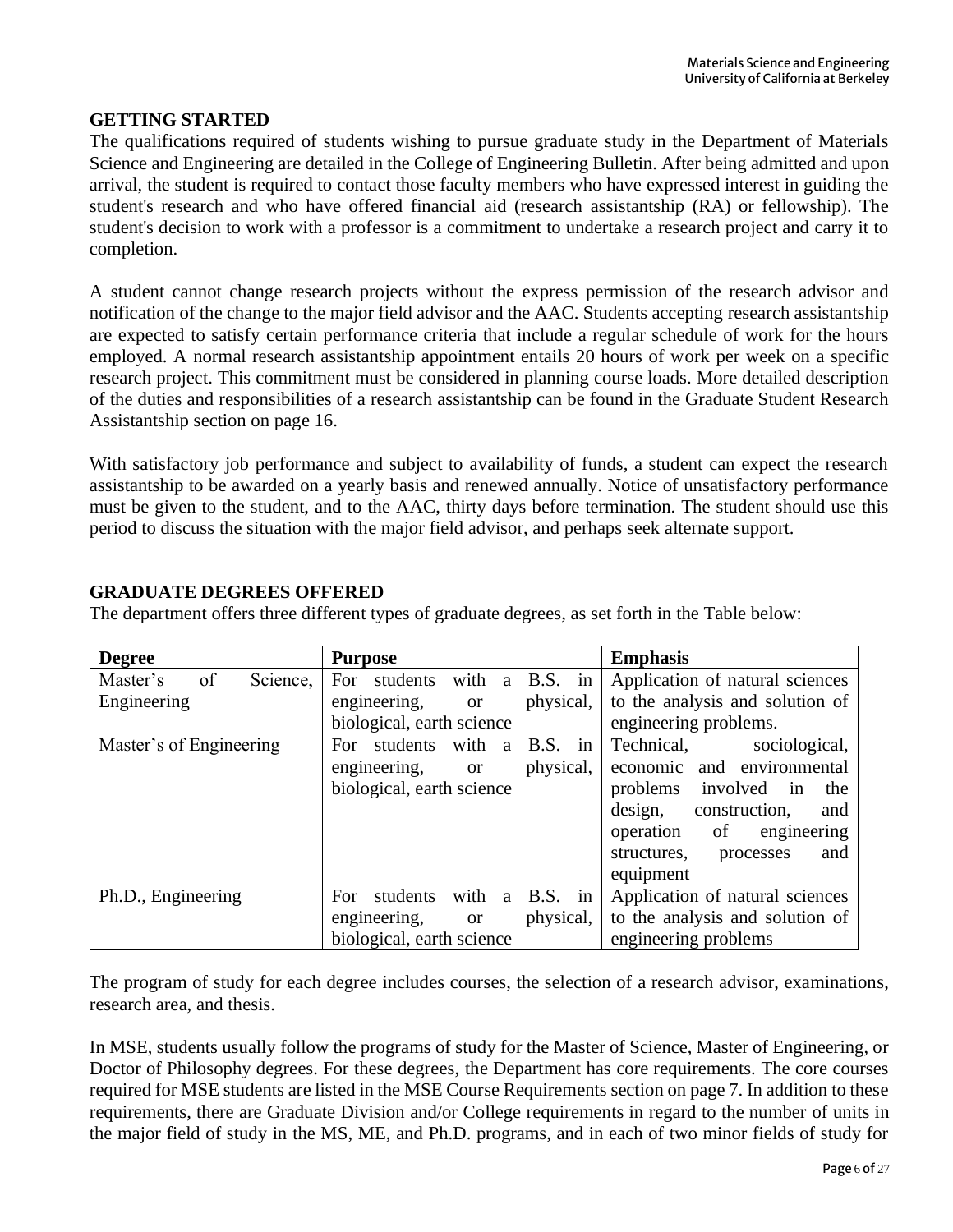## GETTING STARTED

The qualifications required of students wishing to pursue graduate study in the Department of Materials Science and Engineering are detailed in the College of Engineering Bulletin. After being admitted and upon arrival, the student is required to contact those faculty members who have expressed interest in guiding the student's research and who have offered financial aid (research assistantship (RA) or fellowship). The student's decision to work with a professor is a commitment to undertake a research project and carry it to completion.

A student cannot change research projects without the express permission of the research advisor and notification of the change to the major field advisor and the AAC. Students accepting research assistantship are expected to satisfy certain performance criteria that include a regular schedule of work for the hours employed. A normal research assistantship appointment entails 20 hours of work per week on a specific research project. This commitment must be considered in planning course loads. More detailed description of the duties and responsibilities of a research assistantship can be found in the Graduate Student Research Assistantship section on page 16.

With satisfactory job performance and subject to availability of funds, a student can expect the research assistantship to be awarded on a yearly basis and renewed annually. Notice of unsatisfactory performance must be given to the student, and to the AAC, thirty days before termination. The student should use this period to discuss the situation with the major field advisor, and perhaps seek alternate support.

## GRADUATE DEGREES OFFERED

The department offers three different types of graduate degrees, as set forth in the Table below:

| Degree | Purpose | Emphasis |
|---|---|---|
| Master's of Science, Engineering | For students with a B.S. in engineering, or physical, biological, earth science | Application of natural sciences to the analysis and solution of engineering problems. |
| Master's of Engineering | For students with a B.S. in engineering, or physical, biological, earth science | Technical, sociological, economic and environmental problems involved in the design, construction, and operation of engineering structures, processes and equipment |
| Ph.D., Engineering | For students with a B.S. in engineering, or physical, biological, earth science | Application of natural sciences to the analysis and solution of engineering problems |

The program of study for each degree includes courses, the selection of a research advisor, examinations, research area, and thesis.

In MSE, students usually follow the programs of study for the Master of Science, Master of Engineering, or Doctor of Philosophy degrees. For these degrees, the Department has core requirements. The core courses required for MSE students are listed in the MSE Course Requirements section on page 7. In addition to these requirements, there are Graduate Division and/or College requirements in regard to the number of units in the major field of study in the MS, ME, and Ph.D. programs, and in each of two minor fields of study for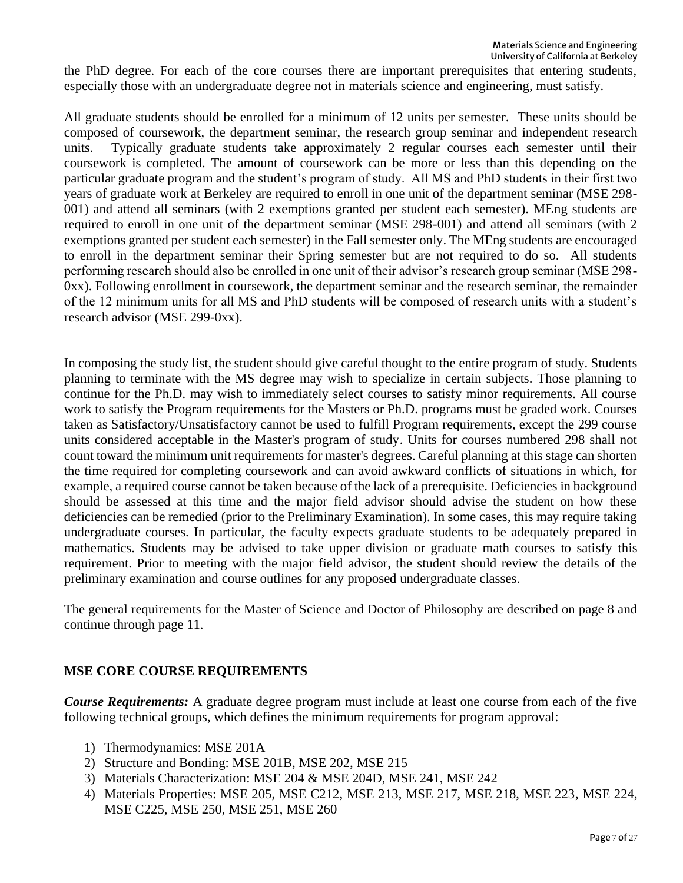the PhD degree. For each of the core courses there are important prerequisites that entering students, especially those with an undergraduate degree not in materials science and engineering, must satisfy.

All graduate students should be enrolled for a minimum of 12 units per semester. These units should be composed of coursework, the department seminar, the research group seminar and independent research units. Typically graduate students take approximately 2 regular courses each semester until their coursework is completed. The amount of coursework can be more or less than this depending on the particular graduate program and the student's program of study. All MS and PhD students in their first two years of graduate work at Berkeley are required to enroll in one unit of the department seminar (MSE 298-001) and attend all seminars (with 2 exemptions granted per student each semester). MEng students are required to enroll in one unit of the department seminar (MSE 298-001) and attend all seminars (with 2 exemptions granted per student each semester) in the Fall semester only. The MEng students are encouraged to enroll in the department seminar their Spring semester but are not required to do so. All students performing research should also be enrolled in one unit of their advisor's research group seminar (MSE 298-0xx). Following enrollment in coursework, the department seminar and the research seminar, the remainder of the 12 minimum units for all MS and PhD students will be composed of research units with a student's research advisor (MSE 299-0xx).

In composing the study list, the student should give careful thought to the entire program of study. Students planning to terminate with the MS degree may wish to specialize in certain subjects. Those planning to continue for the Ph.D. may wish to immediately select courses to satisfy minor requirements. All course work to satisfy the Program requirements for the Masters or Ph.D. programs must be graded work. Courses taken as Satisfactory/Unsatisfactory cannot be used to fulfill Program requirements, except the 299 course units considered acceptable in the Master's program of study. Units for courses numbered 298 shall not count toward the minimum unit requirements for master's degrees. Careful planning at this stage can shorten the time required for completing coursework and can avoid awkward conflicts of situations in which, for example, a required course cannot be taken because of the lack of a prerequisite. Deficiencies in background should be assessed at this time and the major field advisor should advise the student on how these deficiencies can be remedied (prior to the Preliminary Examination). In some cases, this may require taking undergraduate courses. In particular, the faculty expects graduate students to be adequately prepared in mathematics. Students may be advised to take upper division or graduate math courses to satisfy this requirement. Prior to meeting with the major field advisor, the student should review the details of the preliminary examination and course outlines for any proposed undergraduate classes.

The general requirements for the Master of Science and Doctor of Philosophy are described on page 8 and continue through page 11.

## MSE CORE COURSE REQUIREMENTS

***Course Requirements:*** A graduate degree program must include at least one course from each of the five following technical groups, which defines the minimum requirements for program approval:

1) Thermodynamics: MSE 201A
2) Structure and Bonding: MSE 201B, MSE 202, MSE 215
3) Materials Characterization: MSE 204 & MSE 204D, MSE 241, MSE 242
4) Materials Properties: MSE 205, MSE C212, MSE 213, MSE 217, MSE 218, MSE 223, MSE 224, MSE C225, MSE 250, MSE 251, MSE 260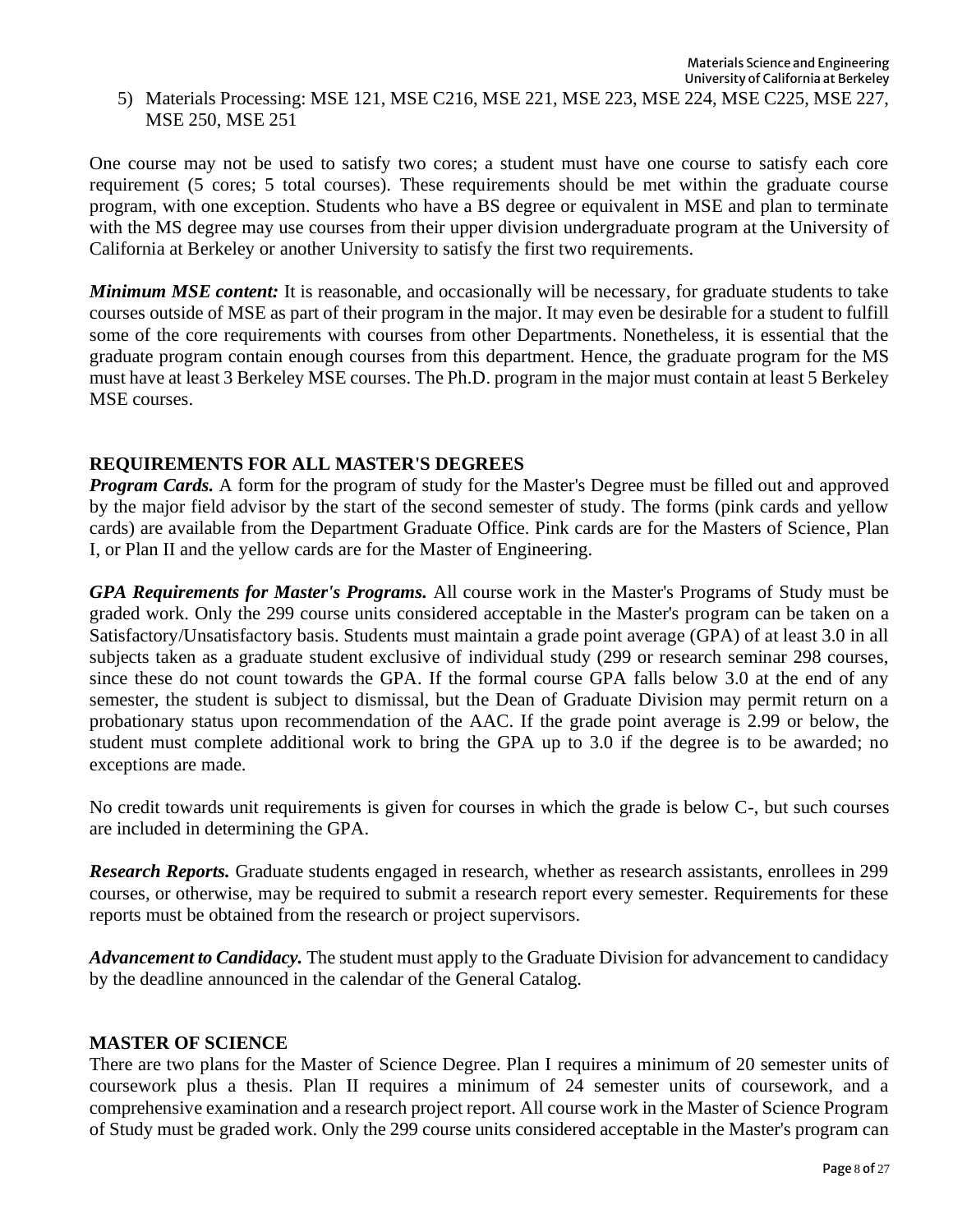5) Materials Processing: MSE 121, MSE C216, MSE 221, MSE 223, MSE 224, MSE C225, MSE 227, MSE 250, MSE 251

One course may not be used to satisfy two cores; a student must have one course to satisfy each core requirement (5 cores; 5 total courses). These requirements should be met within the graduate course program, with one exception. Students who have a BS degree or equivalent in MSE and plan to terminate with the MS degree may use courses from their upper division undergraduate program at the University of California at Berkeley or another University to satisfy the first two requirements.

***Minimum MSE content:*** It is reasonable, and occasionally will be necessary, for graduate students to take courses outside of MSE as part of their program in the major. It may even be desirable for a student to fulfill some of the core requirements with courses from other Departments. Nonetheless, it is essential that the graduate program contain enough courses from this department. Hence, the graduate program for the MS must have at least 3 Berkeley MSE courses. The Ph.D. program in the major must contain at least 5 Berkeley MSE courses.

## REQUIREMENTS FOR ALL MASTER'S DEGREES

***Program Cards.*** A form for the program of study for the Master's Degree must be filled out and approved by the major field advisor by the start of the second semester of study. The forms (pink cards and yellow cards) are available from the Department Graduate Office. Pink cards are for the Masters of Science, Plan I, or Plan II and the yellow cards are for the Master of Engineering.

***GPA Requirements for Master's Programs.*** All course work in the Master's Programs of Study must be graded work. Only the 299 course units considered acceptable in the Master's program can be taken on a Satisfactory/Unsatisfactory basis. Students must maintain a grade point average (GPA) of at least 3.0 in all subjects taken as a graduate student exclusive of individual study (299 or research seminar 298 courses, since these do not count towards the GPA. If the formal course GPA falls below 3.0 at the end of any semester, the student is subject to dismissal, but the Dean of Graduate Division may permit return on a probationary status upon recommendation of the AAC. If the grade point average is 2.99 or below, the student must complete additional work to bring the GPA up to 3.0 if the degree is to be awarded; no exceptions are made.

No credit towards unit requirements is given for courses in which the grade is below C-, but such courses are included in determining the GPA.

***Research Reports.*** Graduate students engaged in research, whether as research assistants, enrollees in 299 courses, or otherwise, may be required to submit a research report every semester. Requirements for these reports must be obtained from the research or project supervisors.

***Advancement to Candidacy.*** The student must apply to the Graduate Division for advancement to candidacy by the deadline announced in the calendar of the General Catalog.

## MASTER OF SCIENCE

There are two plans for the Master of Science Degree. Plan I requires a minimum of 20 semester units of coursework plus a thesis. Plan II requires a minimum of 24 semester units of coursework, and a comprehensive examination and a research project report. All course work in the Master of Science Program of Study must be graded work. Only the 299 course units considered acceptable in the Master's program can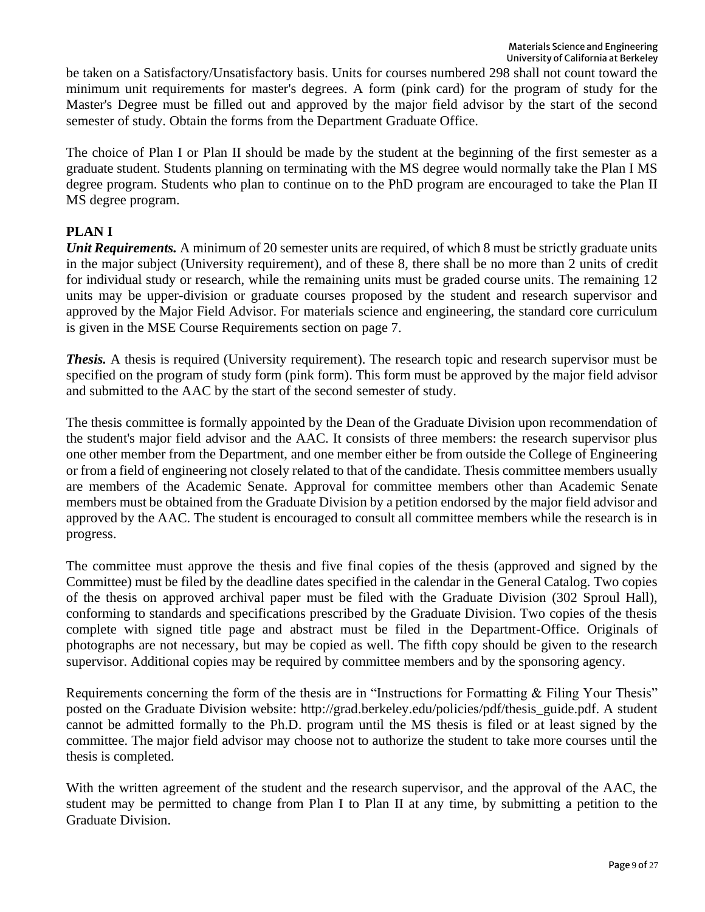be taken on a Satisfactory/Unsatisfactory basis. Units for courses numbered 298 shall not count toward the minimum unit requirements for master's degrees. A form (pink card) for the program of study for the Master's Degree must be filled out and approved by the major field advisor by the start of the second semester of study. Obtain the forms from the Department Graduate Office.

The choice of Plan I or Plan II should be made by the student at the beginning of the first semester as a graduate student. Students planning on terminating with the MS degree would normally take the Plan I MS degree program. Students who plan to continue on to the PhD program are encouraged to take the Plan II MS degree program.

## PLAN I

***Unit Requirements.*** A minimum of 20 semester units are required, of which 8 must be strictly graduate units in the major subject (University requirement), and of these 8, there shall be no more than 2 units of credit for individual study or research, while the remaining units must be graded course units. The remaining 12 units may be upper-division or graduate courses proposed by the student and research supervisor and approved by the Major Field Advisor. For materials science and engineering, the standard core curriculum is given in the MSE Course Requirements section on page 7.

***Thesis.*** A thesis is required (University requirement). The research topic and research supervisor must be specified on the program of study form (pink form). This form must be approved by the major field advisor and submitted to the AAC by the start of the second semester of study.

The thesis committee is formally appointed by the Dean of the Graduate Division upon recommendation of the student's major field advisor and the AAC. It consists of three members: the research supervisor plus one other member from the Department, and one member either be from outside the College of Engineering or from a field of engineering not closely related to that of the candidate. Thesis committee members usually are members of the Academic Senate. Approval for committee members other than Academic Senate members must be obtained from the Graduate Division by a petition endorsed by the major field advisor and approved by the AAC. The student is encouraged to consult all committee members while the research is in progress.

The committee must approve the thesis and five final copies of the thesis (approved and signed by the Committee) must be filed by the deadline dates specified in the calendar in the General Catalog. Two copies of the thesis on approved archival paper must be filed with the Graduate Division (302 Sproul Hall), conforming to standards and specifications prescribed by the Graduate Division. Two copies of the thesis complete with signed title page and abstract must be filed in the Department-Office. Originals of photographs are not necessary, but may be copied as well. The fifth copy should be given to the research supervisor. Additional copies may be required by committee members and by the sponsoring agency.

Requirements concerning the form of the thesis are in "Instructions for Formatting & Filing Your Thesis" posted on the Graduate Division website: http://grad.berkeley.edu/policies/pdf/thesis_guide.pdf. A student cannot be admitted formally to the Ph.D. program until the MS thesis is filed or at least signed by the committee. The major field advisor may choose not to authorize the student to take more courses until the thesis is completed.

With the written agreement of the student and the research supervisor, and the approval of the AAC, the student may be permitted to change from Plan I to Plan II at any time, by submitting a petition to the Graduate Division.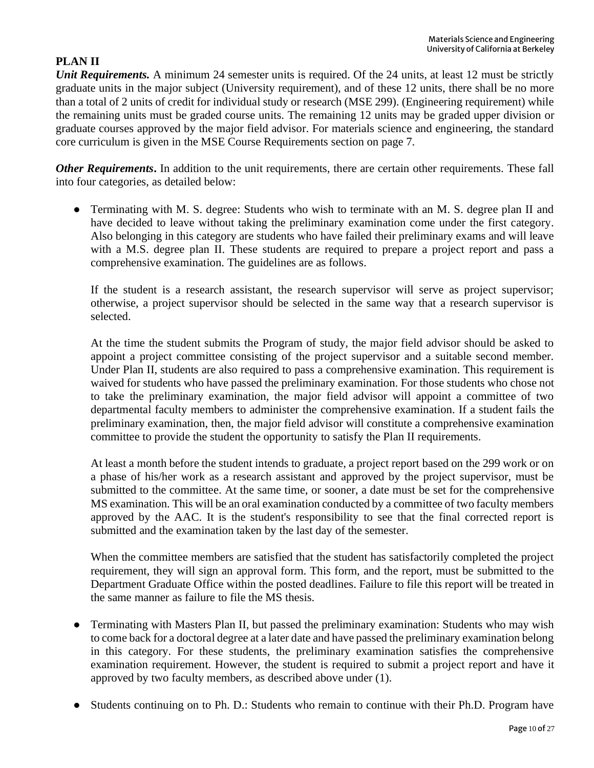**PLAN II**

***Unit Requirements.*** A minimum 24 semester units is required. Of the 24 units, at least 12 must be strictly graduate units in the major subject (University requirement), and of these 12 units, there shall be no more than a total of 2 units of credit for individual study or research (MSE 299). (Engineering requirement) while the remaining units must be graded course units. The remaining 12 units may be graded upper division or graduate courses approved by the major field advisor. For materials science and engineering, the standard core curriculum is given in the MSE Course Requirements section on page 7.

***Other Requirements***. In addition to the unit requirements, there are certain other requirements. These fall into four categories, as detailed below:

- Terminating with M. S. degree: Students who wish to terminate with an M. S. degree plan II and have decided to leave without taking the preliminary examination come under the first category. Also belonging in this category are students who have failed their preliminary exams and will leave with a M.S. degree plan II. These students are required to prepare a project report and pass a comprehensive examination. The guidelines are as follows.

  If the student is a research assistant, the research supervisor will serve as project supervisor; otherwise, a project supervisor should be selected in the same way that a research supervisor is selected.

  At the time the student submits the Program of study, the major field advisor should be asked to appoint a project committee consisting of the project supervisor and a suitable second member. Under Plan II, students are also required to pass a comprehensive examination. This requirement is waived for students who have passed the preliminary examination. For those students who chose not to take the preliminary examination, the major field advisor will appoint a committee of two departmental faculty members to administer the comprehensive examination. If a student fails the preliminary examination, then, the major field advisor will constitute a comprehensive examination committee to provide the student the opportunity to satisfy the Plan II requirements.

  At least a month before the student intends to graduate, a project report based on the 299 work or on a phase of his/her work as a research assistant and approved by the project supervisor, must be submitted to the committee. At the same time, or sooner, a date must be set for the comprehensive MS examination. This will be an oral examination conducted by a committee of two faculty members approved by the AAC. It is the student's responsibility to see that the final corrected report is submitted and the examination taken by the last day of the semester.

  When the committee members are satisfied that the student has satisfactorily completed the project requirement, they will sign an approval form. This form, and the report, must be submitted to the Department Graduate Office within the posted deadlines. Failure to file this report will be treated in the same manner as failure to file the MS thesis.

- Terminating with Masters Plan II, but passed the preliminary examination: Students who may wish to come back for a doctoral degree at a later date and have passed the preliminary examination belong in this category. For these students, the preliminary examination satisfies the comprehensive examination requirement. However, the student is required to submit a project report and have it approved by two faculty members, as described above under (1).

- Students continuing on to Ph. D.: Students who remain to continue with their Ph.D. Program have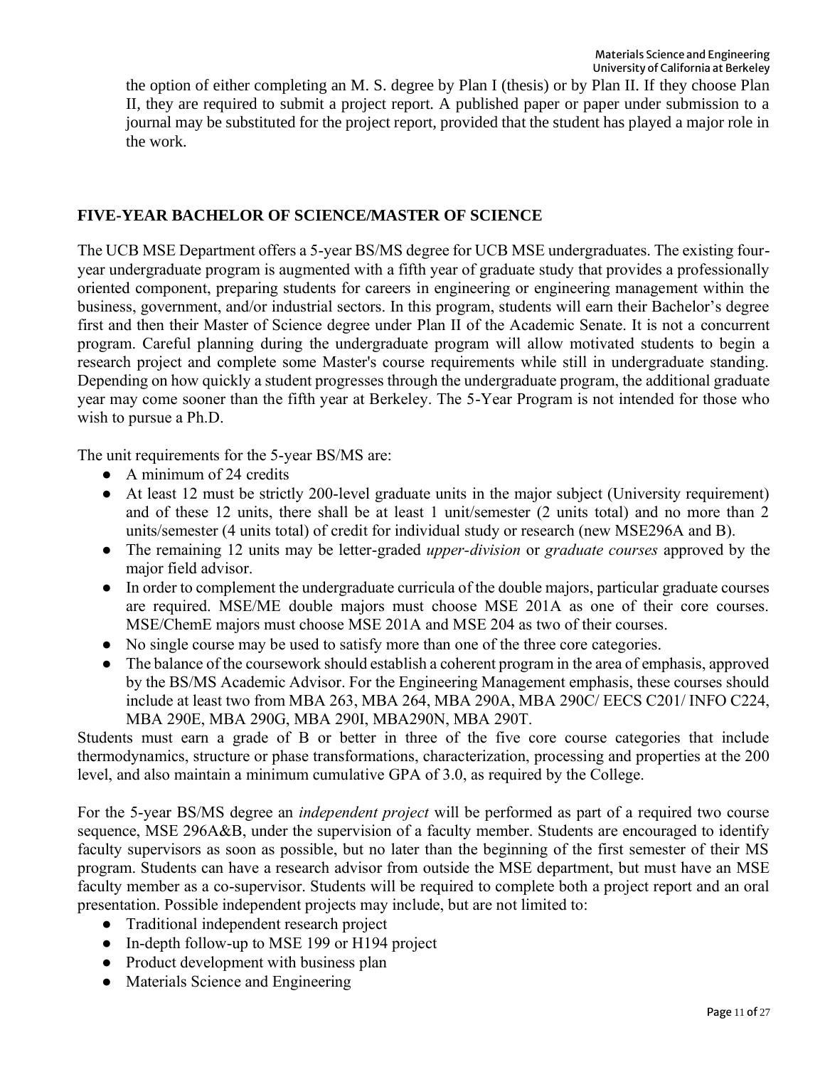the option of either completing an M. S. degree by Plan I (thesis) or by Plan II. If they choose Plan II, they are required to submit a project report. A published paper or paper under submission to a journal may be substituted for the project report, provided that the student has played a major role in the work.

## FIVE-YEAR BACHELOR OF SCIENCE/MASTER OF SCIENCE

The UCB MSE Department offers a 5-year BS/MS degree for UCB MSE undergraduates. The existing four-year undergraduate program is augmented with a fifth year of graduate study that provides a professionally oriented component, preparing students for careers in engineering or engineering management within the business, government, and/or industrial sectors. In this program, students will earn their Bachelor's degree first and then their Master of Science degree under Plan II of the Academic Senate. It is not a concurrent program. Careful planning during the undergraduate program will allow motivated students to begin a research project and complete some Master's course requirements while still in undergraduate standing. Depending on how quickly a student progresses through the undergraduate program, the additional graduate year may come sooner than the fifth year at Berkeley. The 5-Year Program is not intended for those who wish to pursue a Ph.D.

The unit requirements for the 5-year BS/MS are:

- A minimum of 24 credits
- At least 12 must be strictly 200-level graduate units in the major subject (University requirement) and of these 12 units, there shall be at least 1 unit/semester (2 units total) and no more than 2 units/semester (4 units total) of credit for individual study or research (new MSE296A and B).
- The remaining 12 units may be letter-graded *upper-division* or *graduate courses* approved by the major field advisor.
- In order to complement the undergraduate curricula of the double majors, particular graduate courses are required. MSE/ME double majors must choose MSE 201A as one of their core courses. MSE/ChemE majors must choose MSE 201A and MSE 204 as two of their courses.
- No single course may be used to satisfy more than one of the three core categories.
- The balance of the coursework should establish a coherent program in the area of emphasis, approved by the BS/MS Academic Advisor. For the Engineering Management emphasis, these courses should include at least two from MBA 263, MBA 264, MBA 290A, MBA 290C/ EECS C201/ INFO C224, MBA 290E, MBA 290G, MBA 290I, MBA290N, MBA 290T.

Students must earn a grade of B or better in three of the five core course categories that include thermodynamics, structure or phase transformations, characterization, processing and properties at the 200 level, and also maintain a minimum cumulative GPA of 3.0, as required by the College.

For the 5-year BS/MS degree an *independent project* will be performed as part of a required two course sequence, MSE 296A&B, under the supervision of a faculty member. Students are encouraged to identify faculty supervisors as soon as possible, but no later than the beginning of the first semester of their MS program. Students can have a research advisor from outside the MSE department, but must have an MSE faculty member as a co-supervisor. Students will be required to complete both a project report and an oral presentation. Possible independent projects may include, but are not limited to:

- Traditional independent research project
- In-depth follow-up to MSE 199 or H194 project
- Product development with business plan
- Materials Science and Engineering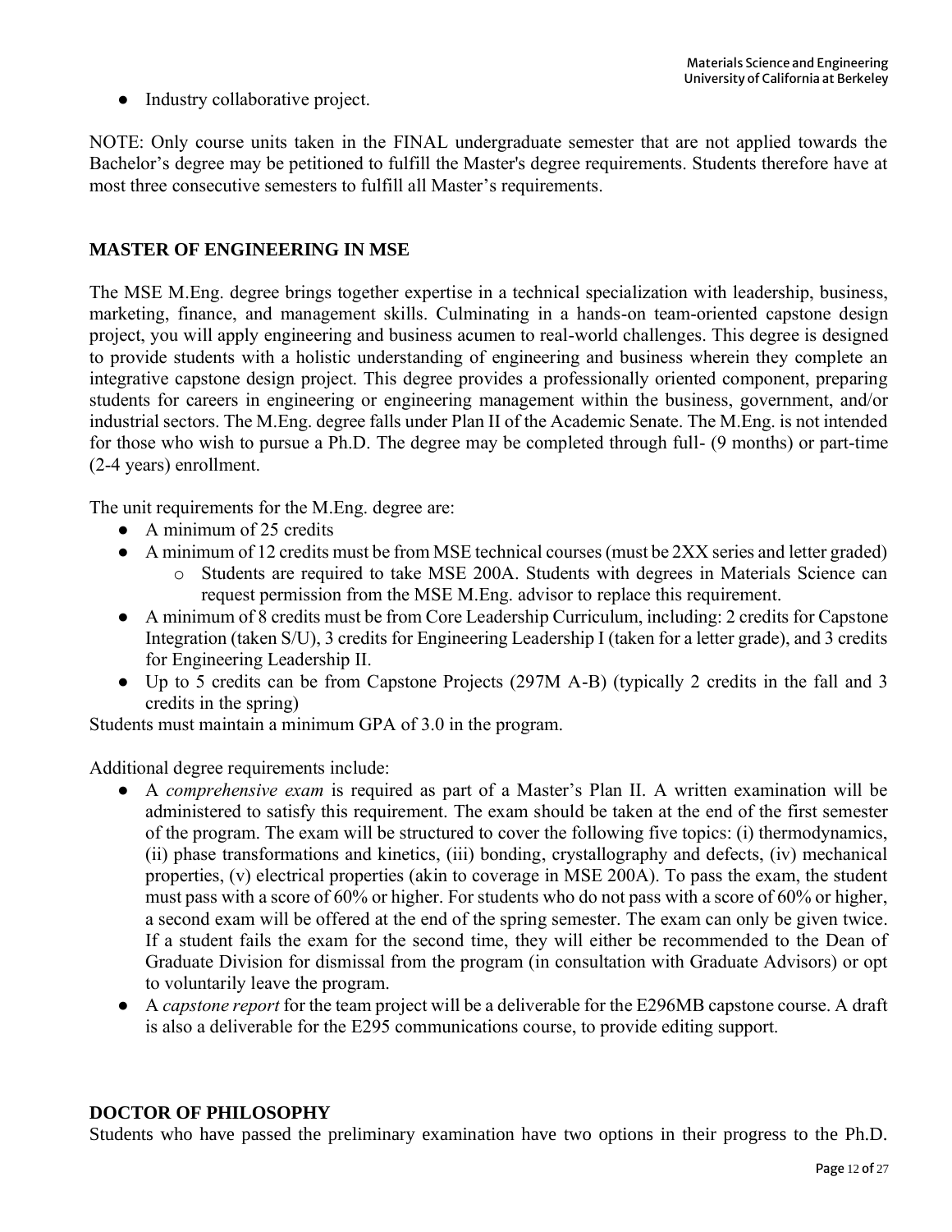- Industry collaborative project.

NOTE: Only course units taken in the FINAL undergraduate semester that are not applied towards the Bachelor's degree may be petitioned to fulfill the Master's degree requirements. Students therefore have at most three consecutive semesters to fulfill all Master's requirements.

## MASTER OF ENGINEERING IN MSE

The MSE M.Eng. degree brings together expertise in a technical specialization with leadership, business, marketing, finance, and management skills. Culminating in a hands-on team-oriented capstone design project, you will apply engineering and business acumen to real-world challenges. This degree is designed to provide students with a holistic understanding of engineering and business wherein they complete an integrative capstone design project. This degree provides a professionally oriented component, preparing students for careers in engineering or engineering management within the business, government, and/or industrial sectors. The M.Eng. degree falls under Plan II of the Academic Senate. The M.Eng. is not intended for those who wish to pursue a Ph.D. The degree may be completed through full- (9 months) or part-time (2-4 years) enrollment.

The unit requirements for the M.Eng. degree are:

- A minimum of 25 credits
- A minimum of 12 credits must be from MSE technical courses (must be 2XX series and letter graded)
  - Students are required to take MSE 200A. Students with degrees in Materials Science can request permission from the MSE M.Eng. advisor to replace this requirement.
- A minimum of 8 credits must be from Core Leadership Curriculum, including: 2 credits for Capstone Integration (taken S/U), 3 credits for Engineering Leadership I (taken for a letter grade), and 3 credits for Engineering Leadership II.
- Up to 5 credits can be from Capstone Projects (297M A-B) (typically 2 credits in the fall and 3 credits in the spring)

Students must maintain a minimum GPA of 3.0 in the program.

Additional degree requirements include:

- A *comprehensive exam* is required as part of a Master's Plan II. A written examination will be administered to satisfy this requirement. The exam should be taken at the end of the first semester of the program. The exam will be structured to cover the following five topics: (i) thermodynamics, (ii) phase transformations and kinetics, (iii) bonding, crystallography and defects, (iv) mechanical properties, (v) electrical properties (akin to coverage in MSE 200A). To pass the exam, the student must pass with a score of 60% or higher. For students who do not pass with a score of 60% or higher, a second exam will be offered at the end of the spring semester. The exam can only be given twice. If a student fails the exam for the second time, they will either be recommended to the Dean of Graduate Division for dismissal from the program (in consultation with Graduate Advisors) or opt to voluntarily leave the program.
- A *capstone report* for the team project will be a deliverable for the E296MB capstone course. A draft is also a deliverable for the E295 communications course, to provide editing support.

## DOCTOR OF PHILOSOPHY

Students who have passed the preliminary examination have two options in their progress to the Ph.D.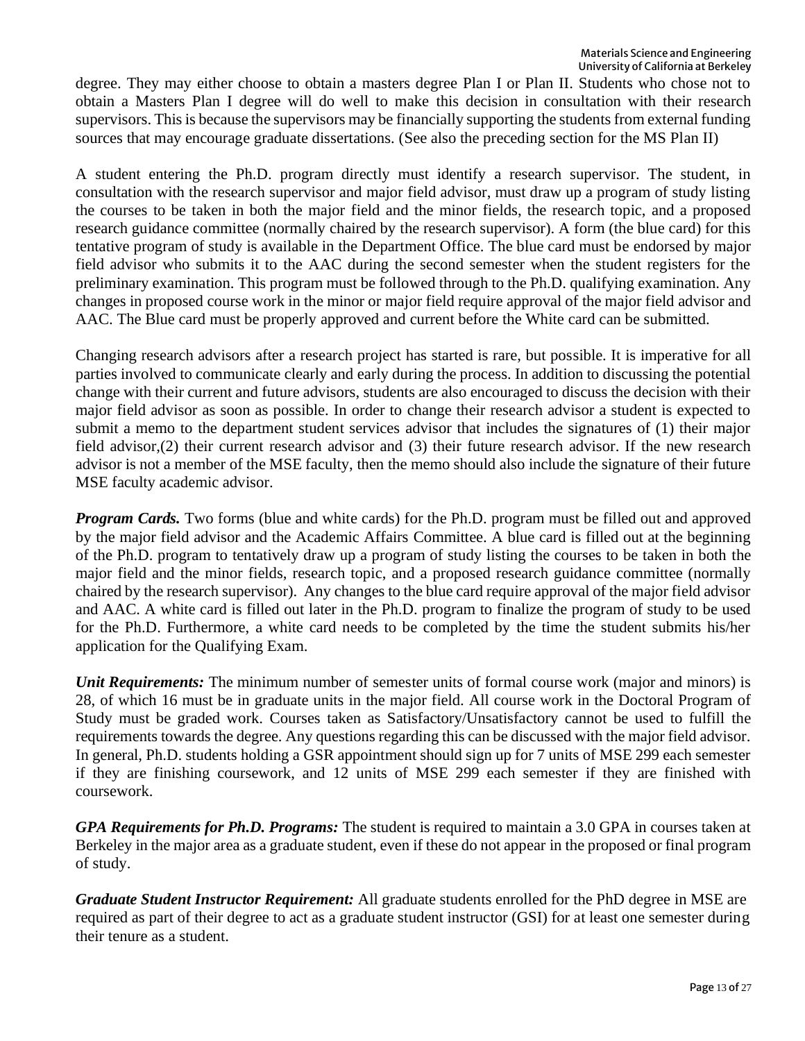degree. They may either choose to obtain a masters degree Plan I or Plan II. Students who chose not to obtain a Masters Plan I degree will do well to make this decision in consultation with their research supervisors. This is because the supervisors may be financially supporting the students from external funding sources that may encourage graduate dissertations. (See also the preceding section for the MS Plan II)

A student entering the Ph.D. program directly must identify a research supervisor. The student, in consultation with the research supervisor and major field advisor, must draw up a program of study listing the courses to be taken in both the major field and the minor fields, the research topic, and a proposed research guidance committee (normally chaired by the research supervisor). A form (the blue card) for this tentative program of study is available in the Department Office. The blue card must be endorsed by major field advisor who submits it to the AAC during the second semester when the student registers for the preliminary examination. This program must be followed through to the Ph.D. qualifying examination. Any changes in proposed course work in the minor or major field require approval of the major field advisor and AAC. The Blue card must be properly approved and current before the White card can be submitted.

Changing research advisors after a research project has started is rare, but possible. It is imperative for all parties involved to communicate clearly and early during the process. In addition to discussing the potential change with their current and future advisors, students are also encouraged to discuss the decision with their major field advisor as soon as possible. In order to change their research advisor a student is expected to submit a memo to the department student services advisor that includes the signatures of (1) their major field advisor,(2) their current research advisor and (3) their future research advisor. If the new research advisor is not a member of the MSE faculty, then the memo should also include the signature of their future MSE faculty academic advisor.

***Program Cards.*** Two forms (blue and white cards) for the Ph.D. program must be filled out and approved by the major field advisor and the Academic Affairs Committee. A blue card is filled out at the beginning of the Ph.D. program to tentatively draw up a program of study listing the courses to be taken in both the major field and the minor fields, research topic, and a proposed research guidance committee (normally chaired by the research supervisor). Any changes to the blue card require approval of the major field advisor and AAC. A white card is filled out later in the Ph.D. program to finalize the program of study to be used for the Ph.D. Furthermore, a white card needs to be completed by the time the student submits his/her application for the Qualifying Exam.

***Unit Requirements:*** The minimum number of semester units of formal course work (major and minors) is 28, of which 16 must be in graduate units in the major field. All course work in the Doctoral Program of Study must be graded work. Courses taken as Satisfactory/Unsatisfactory cannot be used to fulfill the requirements towards the degree. Any questions regarding this can be discussed with the major field advisor. In general, Ph.D. students holding a GSR appointment should sign up for 7 units of MSE 299 each semester if they are finishing coursework, and 12 units of MSE 299 each semester if they are finished with coursework.

***GPA Requirements for Ph.D. Programs:*** The student is required to maintain a 3.0 GPA in courses taken at Berkeley in the major area as a graduate student, even if these do not appear in the proposed or final program of study.

***Graduate Student Instructor Requirement:*** All graduate students enrolled for the PhD degree in MSE are required as part of their degree to act as a graduate student instructor (GSI) for at least one semester during their tenure as a student.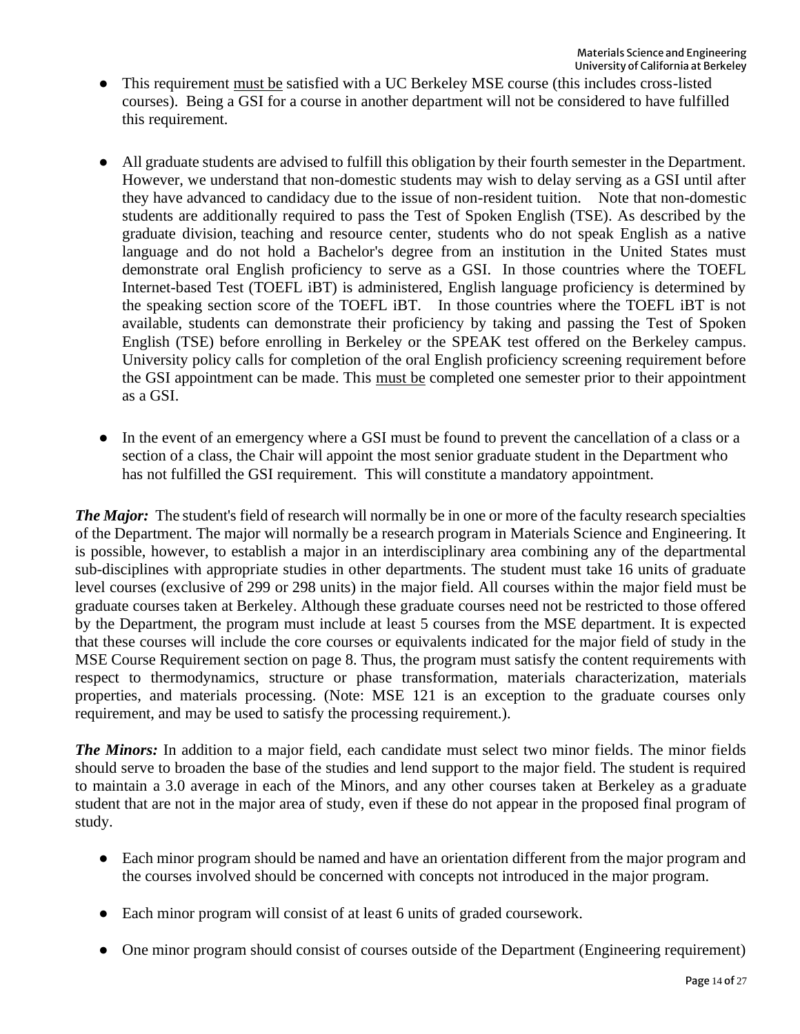- This requirement <u>must be</u> satisfied with a UC Berkeley MSE course (this includes cross-listed courses). Being a GSI for a course in another department will not be considered to have fulfilled this requirement.

- All graduate students are advised to fulfill this obligation by their fourth semester in the Department. However, we understand that non-domestic students may wish to delay serving as a GSI until after they have advanced to candidacy due to the issue of non-resident tuition. Note that non-domestic students are additionally required to pass the Test of Spoken English (TSE). As described by the graduate division, teaching and resource center, students who do not speak English as a native language and do not hold a Bachelor's degree from an institution in the United States must demonstrate oral English proficiency to serve as a GSI. In those countries where the TOEFL Internet-based Test (TOEFL iBT) is administered, English language proficiency is determined by the speaking section score of the TOEFL iBT. In those countries where the TOEFL iBT is not available, students can demonstrate their proficiency by taking and passing the Test of Spoken English (TSE) before enrolling in Berkeley or the SPEAK test offered on the Berkeley campus. University policy calls for completion of the oral English proficiency screening requirement before the GSI appointment can be made. This <u>must be</u> completed one semester prior to their appointment as a GSI.

- In the event of an emergency where a GSI must be found to prevent the cancellation of a class or a section of a class, the Chair will appoint the most senior graduate student in the Department who has not fulfilled the GSI requirement. This will constitute a mandatory appointment.

***The Major:*** The student's field of research will normally be in one or more of the faculty research specialties of the Department. The major will normally be a research program in Materials Science and Engineering. It is possible, however, to establish a major in an interdisciplinary area combining any of the departmental sub-disciplines with appropriate studies in other departments. The student must take 16 units of graduate level courses (exclusive of 299 or 298 units) in the major field. All courses within the major field must be graduate courses taken at Berkeley. Although these graduate courses need not be restricted to those offered by the Department, the program must include at least 5 courses from the MSE department. It is expected that these courses will include the core courses or equivalents indicated for the major field of study in the MSE Course Requirement section on page 8. Thus, the program must satisfy the content requirements with respect to thermodynamics, structure or phase transformation, materials characterization, materials properties, and materials processing. (Note: MSE 121 is an exception to the graduate courses only requirement, and may be used to satisfy the processing requirement.).

***The Minors:*** In addition to a major field, each candidate must select two minor fields. The minor fields should serve to broaden the base of the studies and lend support to the major field. The student is required to maintain a 3.0 average in each of the Minors, and any other courses taken at Berkeley as a graduate student that are not in the major area of study, even if these do not appear in the proposed final program of study.

- Each minor program should be named and have an orientation different from the major program and the courses involved should be concerned with concepts not introduced in the major program.

- Each minor program will consist of at least 6 units of graded coursework.

- One minor program should consist of courses outside of the Department (Engineering requirement)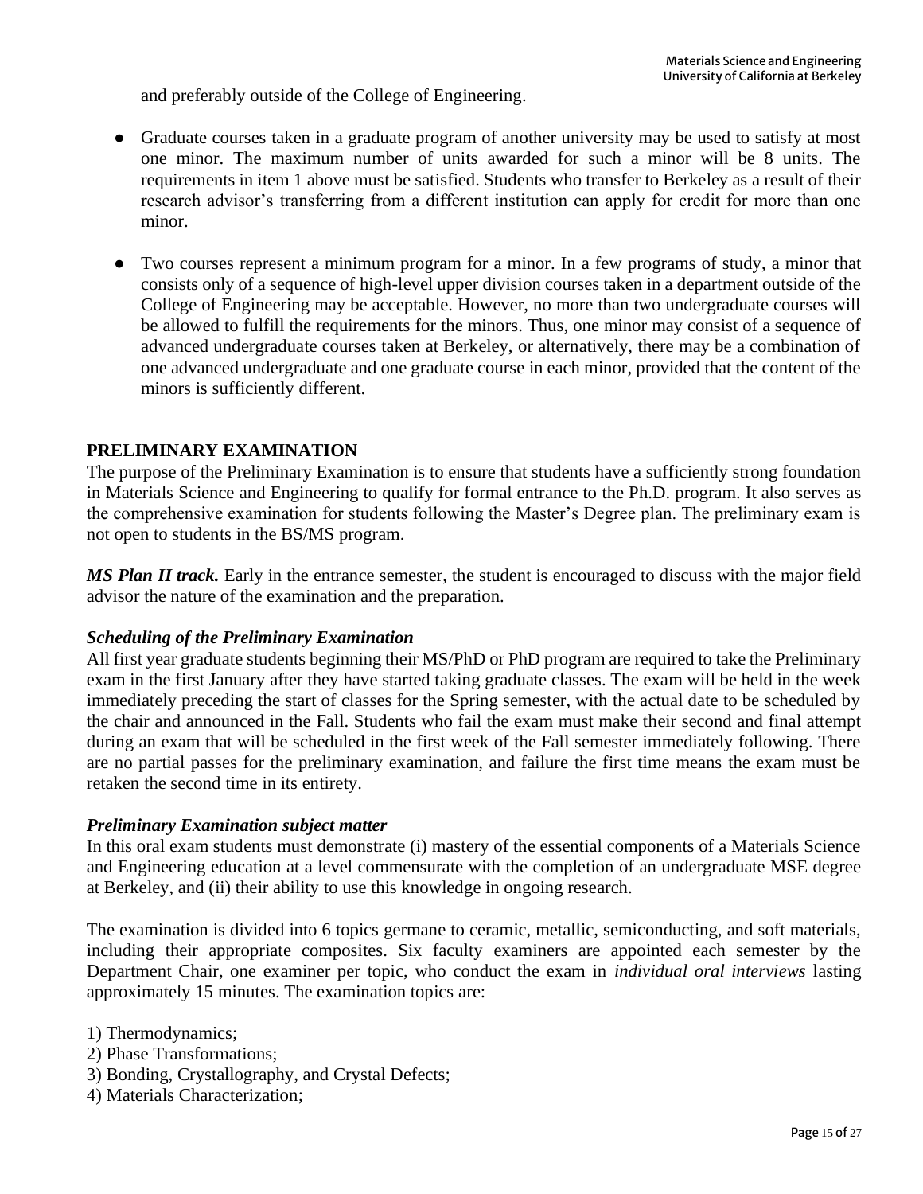and preferably outside of the College of Engineering.

- Graduate courses taken in a graduate program of another university may be used to satisfy at most one minor. The maximum number of units awarded for such a minor will be 8 units. The requirements in item 1 above must be satisfied. Students who transfer to Berkeley as a result of their research advisor's transferring from a different institution can apply for credit for more than one minor.

- Two courses represent a minimum program for a minor. In a few programs of study, a minor that consists only of a sequence of high-level upper division courses taken in a department outside of the College of Engineering may be acceptable. However, no more than two undergraduate courses will be allowed to fulfill the requirements for the minors. Thus, one minor may consist of a sequence of advanced undergraduate courses taken at Berkeley, or alternatively, there may be a combination of one advanced undergraduate and one graduate course in each minor, provided that the content of the minors is sufficiently different.

## PRELIMINARY EXAMINATION

The purpose of the Preliminary Examination is to ensure that students have a sufficiently strong foundation in Materials Science and Engineering to qualify for formal entrance to the Ph.D. program. It also serves as the comprehensive examination for students following the Master's Degree plan. The preliminary exam is not open to students in the BS/MS program.

***MS Plan II track.*** Early in the entrance semester, the student is encouraged to discuss with the major field advisor the nature of the examination and the preparation.

### *Scheduling of the Preliminary Examination*

All first year graduate students beginning their MS/PhD or PhD program are required to take the Preliminary exam in the first January after they have started taking graduate classes. The exam will be held in the week immediately preceding the start of classes for the Spring semester, with the actual date to be scheduled by the chair and announced in the Fall. Students who fail the exam must make their second and final attempt during an exam that will be scheduled in the first week of the Fall semester immediately following. There are no partial passes for the preliminary examination, and failure the first time means the exam must be retaken the second time in its entirety.

### *Preliminary Examination subject matter*

In this oral exam students must demonstrate (i) mastery of the essential components of a Materials Science and Engineering education at a level commensurate with the completion of an undergraduate MSE degree at Berkeley, and (ii) their ability to use this knowledge in ongoing research.

The examination is divided into 6 topics germane to ceramic, metallic, semiconducting, and soft materials, including their appropriate composites. Six faculty examiners are appointed each semester by the Department Chair, one examiner per topic, who conduct the exam in *individual oral interviews* lasting approximately 15 minutes. The examination topics are:

1) Thermodynamics;
2) Phase Transformations;
3) Bonding, Crystallography, and Crystal Defects;
4) Materials Characterization;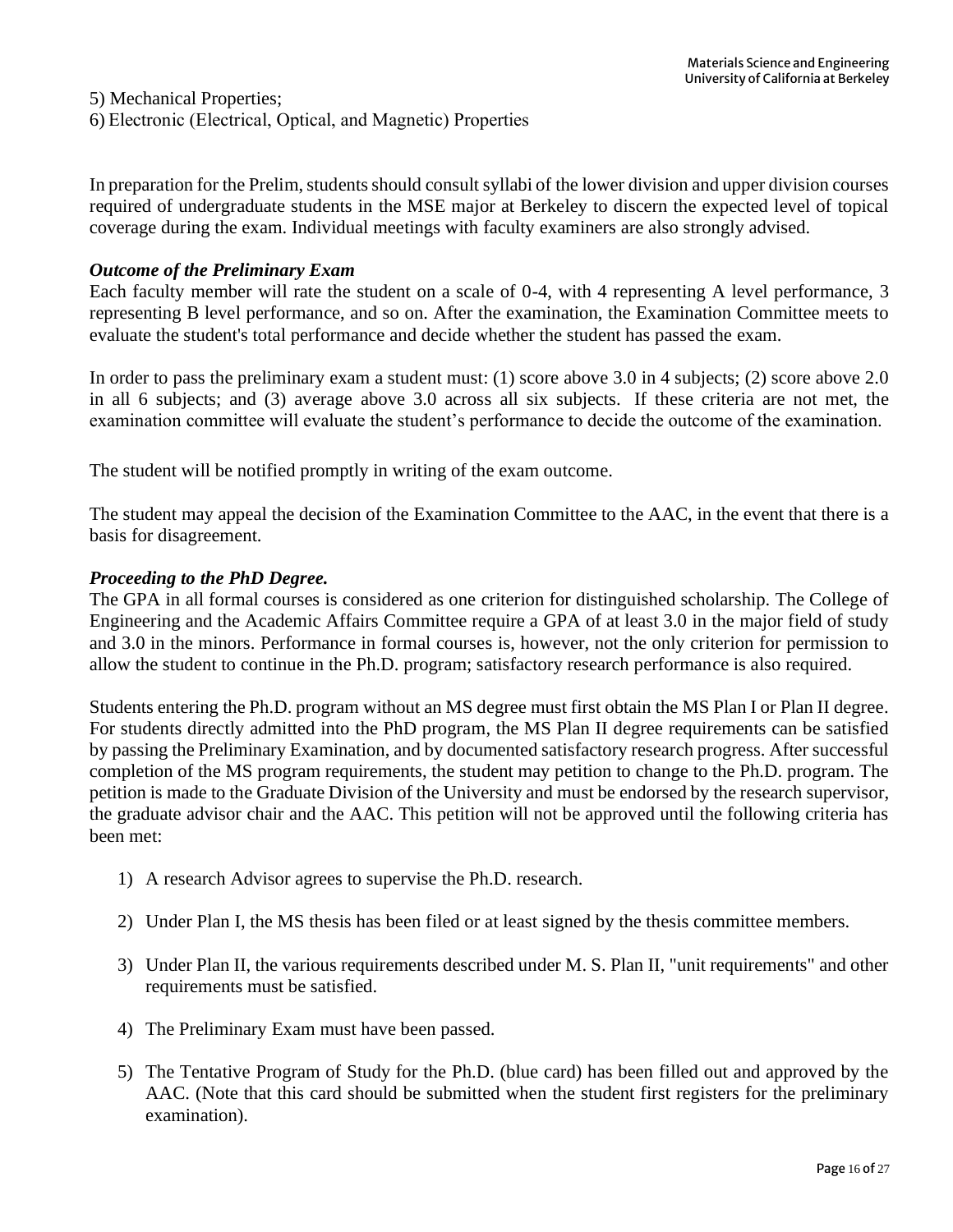5) Mechanical Properties;
6) Electronic (Electrical, Optical, and Magnetic) Properties

In preparation for the Prelim, students should consult syllabi of the lower division and upper division courses required of undergraduate students in the MSE major at Berkeley to discern the expected level of topical coverage during the exam. Individual meetings with faculty examiners are also strongly advised.

***Outcome of the Preliminary Exam***

Each faculty member will rate the student on a scale of 0-4, with 4 representing A level performance, 3 representing B level performance, and so on. After the examination, the Examination Committee meets to evaluate the student's total performance and decide whether the student has passed the exam.

In order to pass the preliminary exam a student must: (1) score above 3.0 in 4 subjects; (2) score above 2.0 in all 6 subjects; and (3) average above 3.0 across all six subjects. If these criteria are not met, the examination committee will evaluate the student's performance to decide the outcome of the examination.

The student will be notified promptly in writing of the exam outcome.

The student may appeal the decision of the Examination Committee to the AAC, in the event that there is a basis for disagreement.

***Proceeding to the PhD Degree.***

The GPA in all formal courses is considered as one criterion for distinguished scholarship. The College of Engineering and the Academic Affairs Committee require a GPA of at least 3.0 in the major field of study and 3.0 in the minors. Performance in formal courses is, however, not the only criterion for permission to allow the student to continue in the Ph.D. program; satisfactory research performance is also required.

Students entering the Ph.D. program without an MS degree must first obtain the MS Plan I or Plan II degree. For students directly admitted into the PhD program, the MS Plan II degree requirements can be satisfied by passing the Preliminary Examination, and by documented satisfactory research progress. After successful completion of the MS program requirements, the student may petition to change to the Ph.D. program. The petition is made to the Graduate Division of the University and must be endorsed by the research supervisor, the graduate advisor chair and the AAC. This petition will not be approved until the following criteria has been met:

1) A research Advisor agrees to supervise the Ph.D. research.
2) Under Plan I, the MS thesis has been filed or at least signed by the thesis committee members.
3) Under Plan II, the various requirements described under M. S. Plan II, "unit requirements" and other requirements must be satisfied.
4) The Preliminary Exam must have been passed.
5) The Tentative Program of Study for the Ph.D. (blue card) has been filled out and approved by the AAC. (Note that this card should be submitted when the student first registers for the preliminary examination).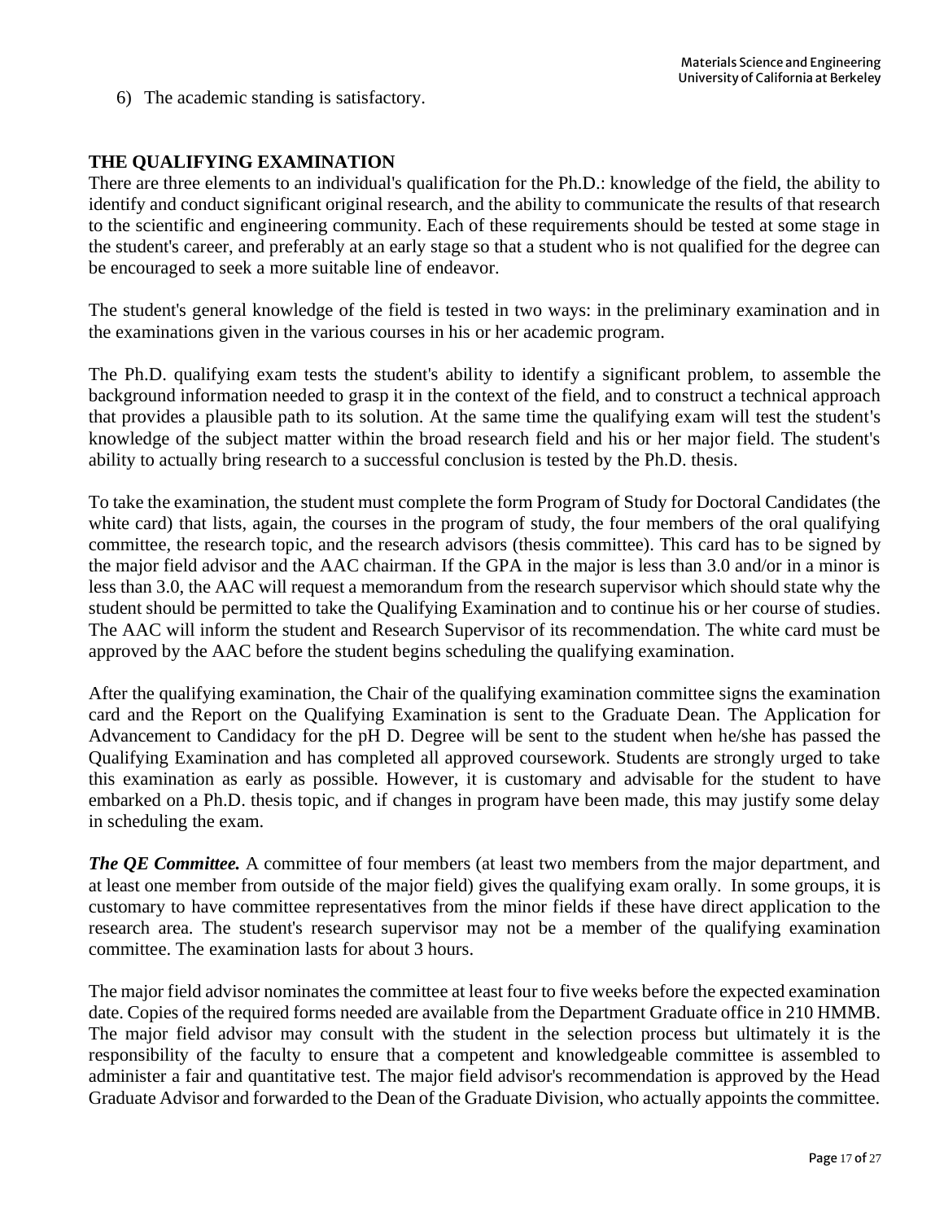6) The academic standing is satisfactory.

## THE QUALIFYING EXAMINATION

There are three elements to an individual's qualification for the Ph.D.: knowledge of the field, the ability to identify and conduct significant original research, and the ability to communicate the results of that research to the scientific and engineering community. Each of these requirements should be tested at some stage in the student's career, and preferably at an early stage so that a student who is not qualified for the degree can be encouraged to seek a more suitable line of endeavor.

The student's general knowledge of the field is tested in two ways: in the preliminary examination and in the examinations given in the various courses in his or her academic program.

The Ph.D. qualifying exam tests the student's ability to identify a significant problem, to assemble the background information needed to grasp it in the context of the field, and to construct a technical approach that provides a plausible path to its solution. At the same time the qualifying exam will test the student's knowledge of the subject matter within the broad research field and his or her major field. The student's ability to actually bring research to a successful conclusion is tested by the Ph.D. thesis.

To take the examination, the student must complete the form Program of Study for Doctoral Candidates (the white card) that lists, again, the courses in the program of study, the four members of the oral qualifying committee, the research topic, and the research advisors (thesis committee). This card has to be signed by the major field advisor and the AAC chairman. If the GPA in the major is less than 3.0 and/or in a minor is less than 3.0, the AAC will request a memorandum from the research supervisor which should state why the student should be permitted to take the Qualifying Examination and to continue his or her course of studies. The AAC will inform the student and Research Supervisor of its recommendation. The white card must be approved by the AAC before the student begins scheduling the qualifying examination.

After the qualifying examination, the Chair of the qualifying examination committee signs the examination card and the Report on the Qualifying Examination is sent to the Graduate Dean. The Application for Advancement to Candidacy for the pH D. Degree will be sent to the student when he/she has passed the Qualifying Examination and has completed all approved coursework. Students are strongly urged to take this examination as early as possible. However, it is customary and advisable for the student to have embarked on a Ph.D. thesis topic, and if changes in program have been made, this may justify some delay in scheduling the exam.

***The QE Committee.*** A committee of four members (at least two members from the major department, and at least one member from outside of the major field) gives the qualifying exam orally. In some groups, it is customary to have committee representatives from the minor fields if these have direct application to the research area. The student's research supervisor may not be a member of the qualifying examination committee. The examination lasts for about 3 hours.

The major field advisor nominates the committee at least four to five weeks before the expected examination date. Copies of the required forms needed are available from the Department Graduate office in 210 HMMB. The major field advisor may consult with the student in the selection process but ultimately it is the responsibility of the faculty to ensure that a competent and knowledgeable committee is assembled to administer a fair and quantitative test. The major field advisor's recommendation is approved by the Head Graduate Advisor and forwarded to the Dean of the Graduate Division, who actually appoints the committee.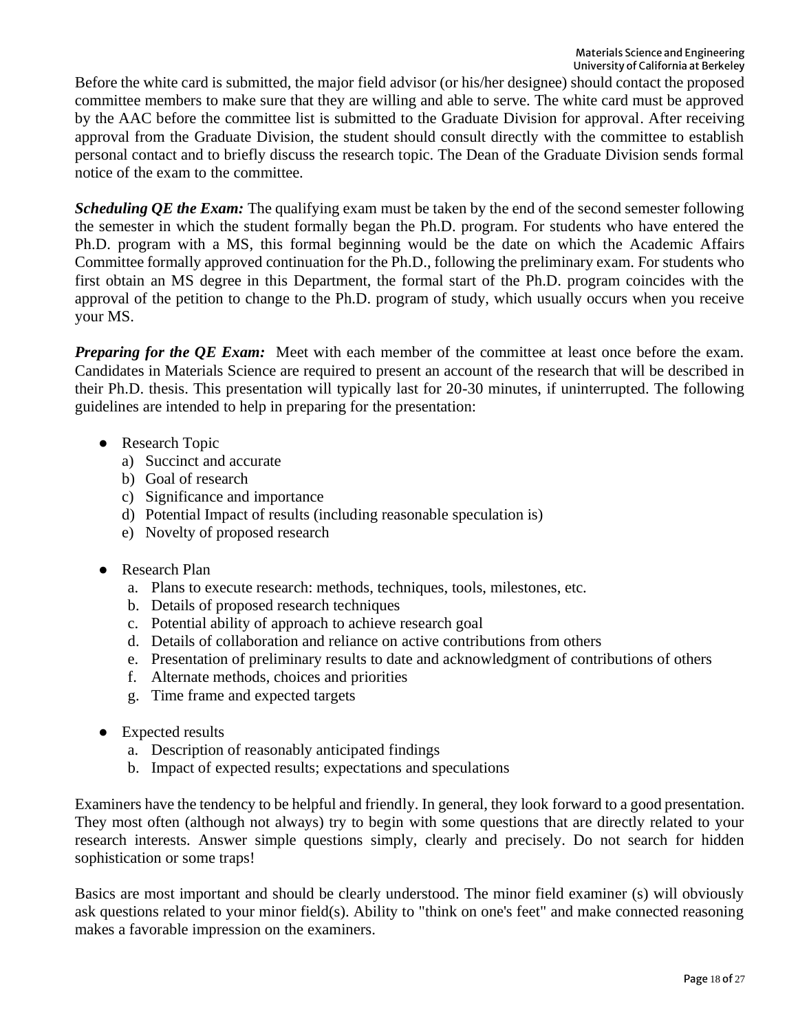Before the white card is submitted, the major field advisor (or his/her designee) should contact the proposed committee members to make sure that they are willing and able to serve. The white card must be approved by the AAC before the committee list is submitted to the Graduate Division for approval. After receiving approval from the Graduate Division, the student should consult directly with the committee to establish personal contact and to briefly discuss the research topic. The Dean of the Graduate Division sends formal notice of the exam to the committee.

***Scheduling QE the Exam:*** The qualifying exam must be taken by the end of the second semester following the semester in which the student formally began the Ph.D. program. For students who have entered the Ph.D. program with a MS, this formal beginning would be the date on which the Academic Affairs Committee formally approved continuation for the Ph.D., following the preliminary exam. For students who first obtain an MS degree in this Department, the formal start of the Ph.D. program coincides with the approval of the petition to change to the Ph.D. program of study, which usually occurs when you receive your MS.

***Preparing for the QE Exam:*** Meet with each member of the committee at least once before the exam. Candidates in Materials Science are required to present an account of the research that will be described in their Ph.D. thesis. This presentation will typically last for 20-30 minutes, if uninterrupted. The following guidelines are intended to help in preparing for the presentation:

- Research Topic
  a) Succinct and accurate
  b) Goal of research
  c) Significance and importance
  d) Potential Impact of results (including reasonable speculation is)
  e) Novelty of proposed research

- Research Plan
  a. Plans to execute research: methods, techniques, tools, milestones, etc.
  b. Details of proposed research techniques
  c. Potential ability of approach to achieve research goal
  d. Details of collaboration and reliance on active contributions from others
  e. Presentation of preliminary results to date and acknowledgment of contributions of others
  f. Alternate methods, choices and priorities
  g. Time frame and expected targets

- Expected results
  a. Description of reasonably anticipated findings
  b. Impact of expected results; expectations and speculations

Examiners have the tendency to be helpful and friendly. In general, they look forward to a good presentation. They most often (although not always) try to begin with some questions that are directly related to your research interests. Answer simple questions simply, clearly and precisely. Do not search for hidden sophistication or some traps!

Basics are most important and should be clearly understood. The minor field examiner (s) will obviously ask questions related to your minor field(s). Ability to "think on one's feet" and make connected reasoning makes a favorable impression on the examiners.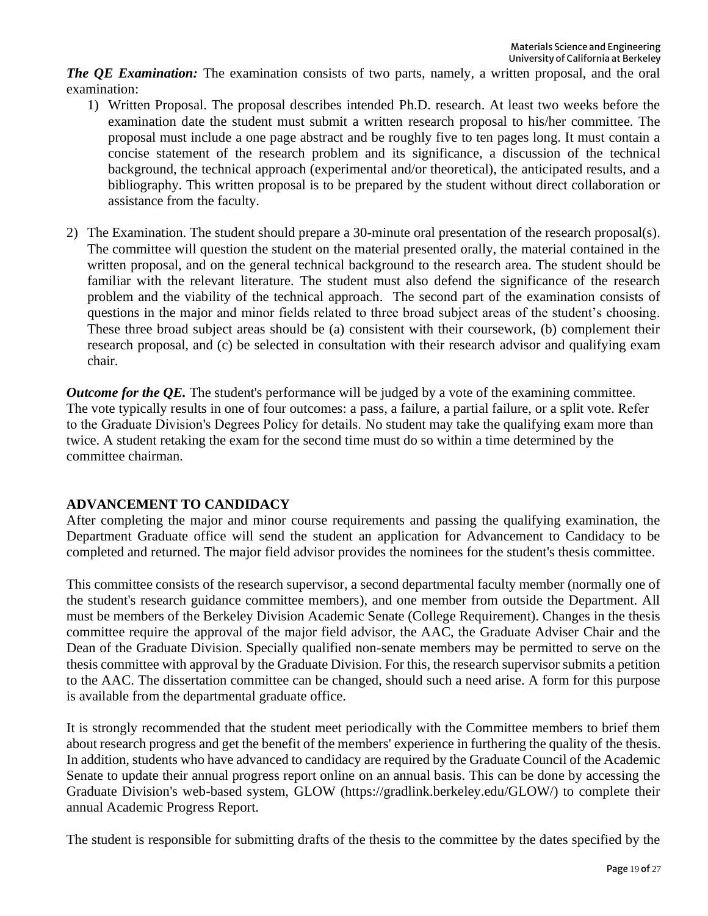***The QE Examination:*** The examination consists of two parts, namely, a written proposal, and the oral examination:

1) Written Proposal. The proposal describes intended Ph.D. research. At least two weeks before the examination date the student must submit a written research proposal to his/her committee. The proposal must include a one page abstract and be roughly five to ten pages long. It must contain a concise statement of the research problem and its significance, a discussion of the technical background, the technical approach (experimental and/or theoretical), the anticipated results, and a bibliography. This written proposal is to be prepared by the student without direct collaboration or assistance from the faculty.

2) The Examination. The student should prepare a 30-minute oral presentation of the research proposal(s). The committee will question the student on the material presented orally, the material contained in the written proposal, and on the general technical background to the research area. The student should be familiar with the relevant literature. The student must also defend the significance of the research problem and the viability of the technical approach. The second part of the examination consists of questions in the major and minor fields related to three broad subject areas of the student's choosing. These three broad subject areas should be (a) consistent with their coursework, (b) complement their research proposal, and (c) be selected in consultation with their research advisor and qualifying exam chair.

***Outcome for the QE.*** The student's performance will be judged by a vote of the examining committee. The vote typically results in one of four outcomes: a pass, a failure, a partial failure, or a split vote. Refer to the Graduate Division's Degrees Policy for details. No student may take the qualifying exam more than twice. A student retaking the exam for the second time must do so within a time determined by the committee chairman.

## ADVANCEMENT TO CANDIDACY

After completing the major and minor course requirements and passing the qualifying examination, the Department Graduate office will send the student an application for Advancement to Candidacy to be completed and returned. The major field advisor provides the nominees for the student's thesis committee.

This committee consists of the research supervisor, a second departmental faculty member (normally one of the student's research guidance committee members), and one member from outside the Department. All must be members of the Berkeley Division Academic Senate (College Requirement). Changes in the thesis committee require the approval of the major field advisor, the AAC, the Graduate Adviser Chair and the Dean of the Graduate Division. Specially qualified non-senate members may be permitted to serve on the thesis committee with approval by the Graduate Division. For this, the research supervisor submits a petition to the AAC. The dissertation committee can be changed, should such a need arise. A form for this purpose is available from the departmental graduate office.

It is strongly recommended that the student meet periodically with the Committee members to brief them about research progress and get the benefit of the members' experience in furthering the quality of the thesis. In addition, students who have advanced to candidacy are required by the Graduate Council of the Academic Senate to update their annual progress report online on an annual basis. This can be done by accessing the Graduate Division's web-based system, GLOW (https://gradlink.berkeley.edu/GLOW/) to complete their annual Academic Progress Report.

The student is responsible for submitting drafts of the thesis to the committee by the dates specified by the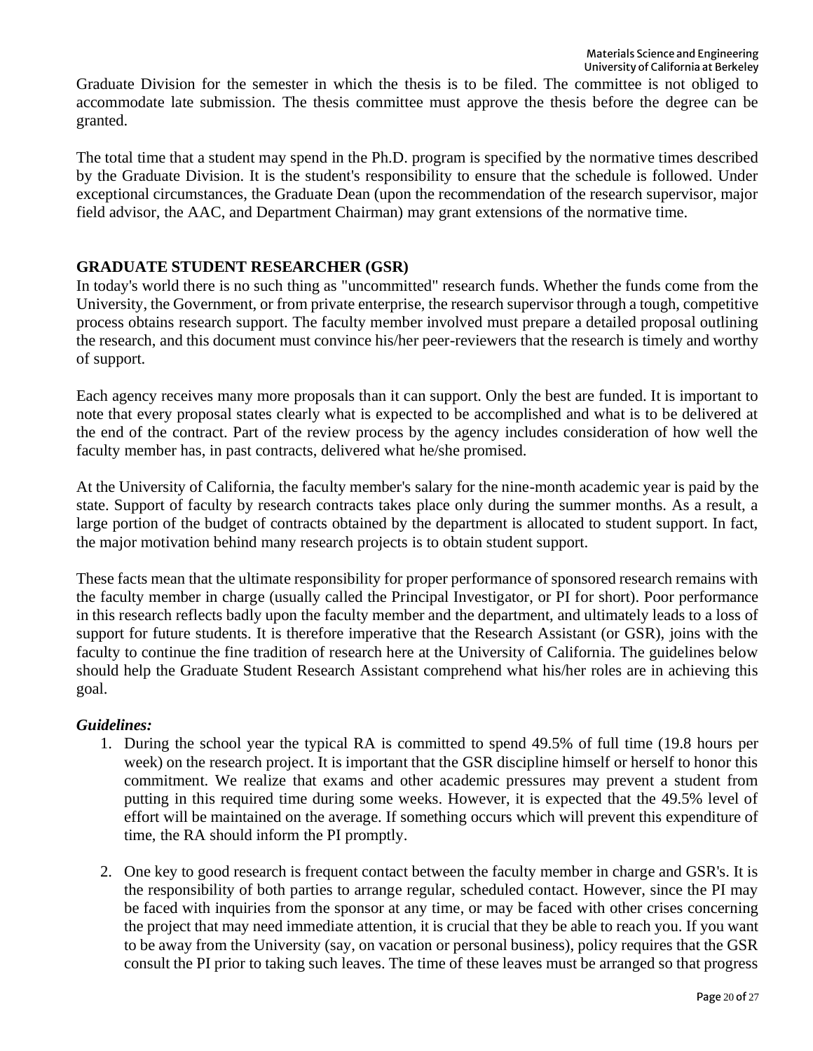Graduate Division for the semester in which the thesis is to be filed. The committee is not obliged to accommodate late submission. The thesis committee must approve the thesis before the degree can be granted.

The total time that a student may spend in the Ph.D. program is specified by the normative times described by the Graduate Division. It is the student's responsibility to ensure that the schedule is followed. Under exceptional circumstances, the Graduate Dean (upon the recommendation of the research supervisor, major field advisor, the AAC, and Department Chairman) may grant extensions of the normative time.

## GRADUATE STUDENT RESEARCHER (GSR)

In today's world there is no such thing as "uncommitted" research funds. Whether the funds come from the University, the Government, or from private enterprise, the research supervisor through a tough, competitive process obtains research support. The faculty member involved must prepare a detailed proposal outlining the research, and this document must convince his/her peer-reviewers that the research is timely and worthy of support.

Each agency receives many more proposals than it can support. Only the best are funded. It is important to note that every proposal states clearly what is expected to be accomplished and what is to be delivered at the end of the contract. Part of the review process by the agency includes consideration of how well the faculty member has, in past contracts, delivered what he/she promised.

At the University of California, the faculty member's salary for the nine-month academic year is paid by the state. Support of faculty by research contracts takes place only during the summer months. As a result, a large portion of the budget of contracts obtained by the department is allocated to student support. In fact, the major motivation behind many research projects is to obtain student support.

These facts mean that the ultimate responsibility for proper performance of sponsored research remains with the faculty member in charge (usually called the Principal Investigator, or PI for short). Poor performance in this research reflects badly upon the faculty member and the department, and ultimately leads to a loss of support for future students. It is therefore imperative that the Research Assistant (or GSR), joins with the faculty to continue the fine tradition of research here at the University of California. The guidelines below should help the Graduate Student Research Assistant comprehend what his/her roles are in achieving this goal.

***Guidelines:***

1. During the school year the typical RA is committed to spend 49.5% of full time (19.8 hours per week) on the research project. It is important that the GSR discipline himself or herself to honor this commitment. We realize that exams and other academic pressures may prevent a student from putting in this required time during some weeks. However, it is expected that the 49.5% level of effort will be maintained on the average. If something occurs which will prevent this expenditure of time, the RA should inform the PI promptly.

2. One key to good research is frequent contact between the faculty member in charge and GSR's. It is the responsibility of both parties to arrange regular, scheduled contact. However, since the PI may be faced with inquiries from the sponsor at any time, or may be faced with other crises concerning the project that may need immediate attention, it is crucial that they be able to reach you. If you want to be away from the University (say, on vacation or personal business), policy requires that the GSR consult the PI prior to taking such leaves. The time of these leaves must be arranged so that progress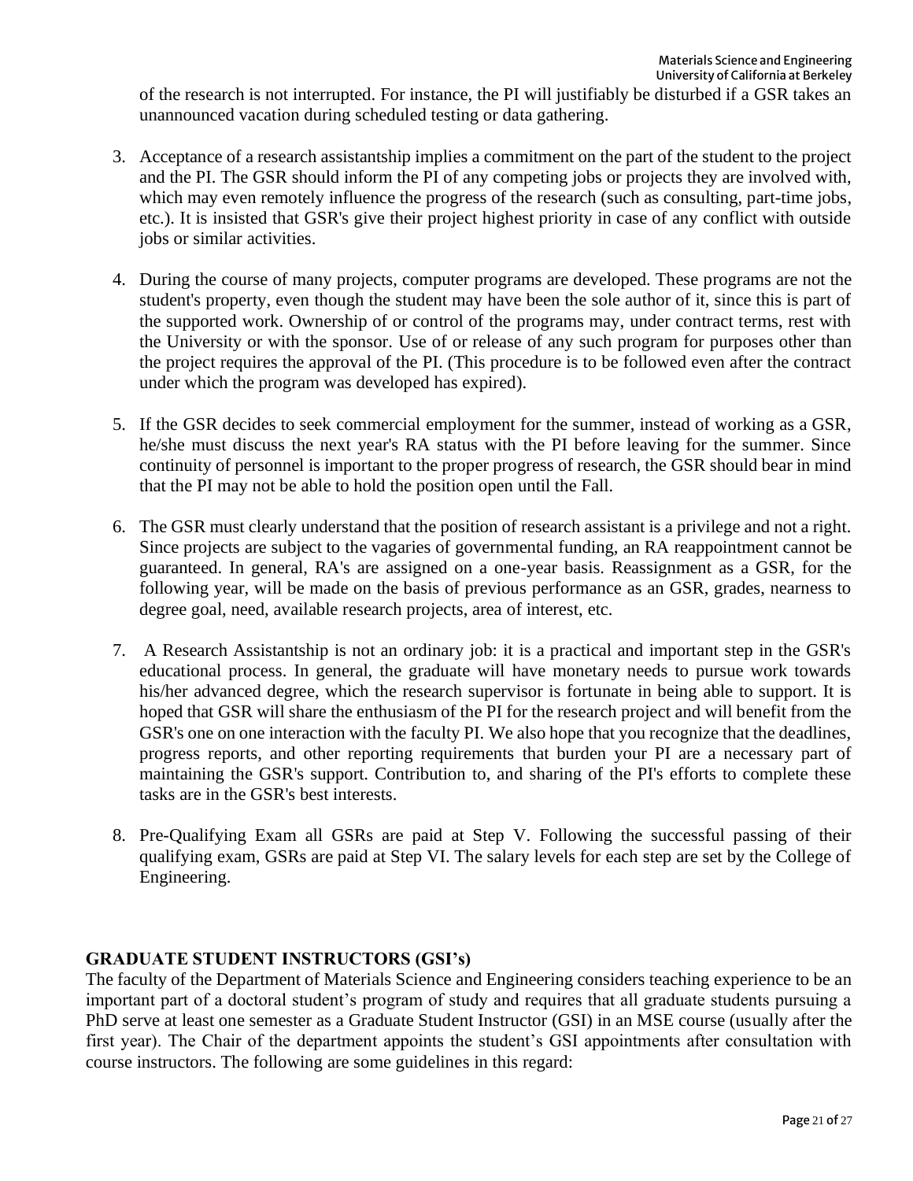of the research is not interrupted. For instance, the PI will justifiably be disturbed if a GSR takes an unannounced vacation during scheduled testing or data gathering.

3. Acceptance of a research assistantship implies a commitment on the part of the student to the project and the PI. The GSR should inform the PI of any competing jobs or projects they are involved with, which may even remotely influence the progress of the research (such as consulting, part-time jobs, etc.). It is insisted that GSR's give their project highest priority in case of any conflict with outside jobs or similar activities.

4. During the course of many projects, computer programs are developed. These programs are not the student's property, even though the student may have been the sole author of it, since this is part of the supported work. Ownership of or control of the programs may, under contract terms, rest with the University or with the sponsor. Use of or release of any such program for purposes other than the project requires the approval of the PI. (This procedure is to be followed even after the contract under which the program was developed has expired).

5. If the GSR decides to seek commercial employment for the summer, instead of working as a GSR, he/she must discuss the next year's RA status with the PI before leaving for the summer. Since continuity of personnel is important to the proper progress of research, the GSR should bear in mind that the PI may not be able to hold the position open until the Fall.

6. The GSR must clearly understand that the position of research assistant is a privilege and not a right. Since projects are subject to the vagaries of governmental funding, an RA reappointment cannot be guaranteed. In general, RA's are assigned on a one-year basis. Reassignment as a GSR, for the following year, will be made on the basis of previous performance as an GSR, grades, nearness to degree goal, need, available research projects, area of interest, etc.

7. A Research Assistantship is not an ordinary job: it is a practical and important step in the GSR's educational process. In general, the graduate will have monetary needs to pursue work towards his/her advanced degree, which the research supervisor is fortunate in being able to support. It is hoped that GSR will share the enthusiasm of the PI for the research project and will benefit from the GSR's one on one interaction with the faculty PI. We also hope that you recognize that the deadlines, progress reports, and other reporting requirements that burden your PI are a necessary part of maintaining the GSR's support. Contribution to, and sharing of the PI's efforts to complete these tasks are in the GSR's best interests.

8. Pre-Qualifying Exam all GSRs are paid at Step V. Following the successful passing of their qualifying exam, GSRs are paid at Step VI. The salary levels for each step are set by the College of Engineering.

## GRADUATE STUDENT INSTRUCTORS (GSI's)

The faculty of the Department of Materials Science and Engineering considers teaching experience to be an important part of a doctoral student's program of study and requires that all graduate students pursuing a PhD serve at least one semester as a Graduate Student Instructor (GSI) in an MSE course (usually after the first year). The Chair of the department appoints the student's GSI appointments after consultation with course instructors. The following are some guidelines in this regard: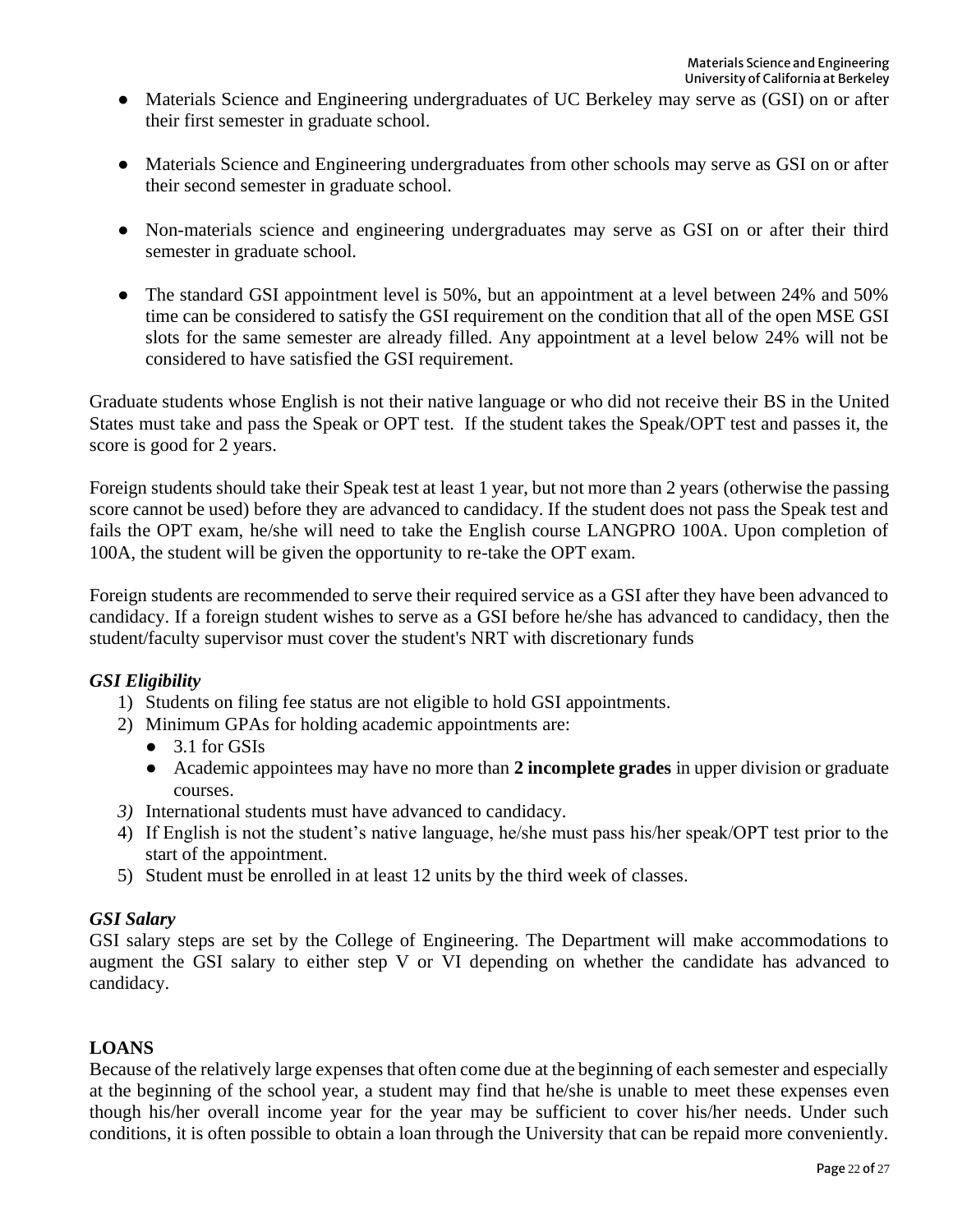- Materials Science and Engineering undergraduates of UC Berkeley may serve as (GSI) on or after their first semester in graduate school.

- Materials Science and Engineering undergraduates from other schools may serve as GSI on or after their second semester in graduate school.

- Non-materials science and engineering undergraduates may serve as GSI on or after their third semester in graduate school.

- The standard GSI appointment level is 50%, but an appointment at a level between 24% and 50% time can be considered to satisfy the GSI requirement on the condition that all of the open MSE GSI slots for the same semester are already filled. Any appointment at a level below 24% will not be considered to have satisfied the GSI requirement.

Graduate students whose English is not their native language or who did not receive their BS in the United States must take and pass the Speak or OPT test. If the student takes the Speak/OPT test and passes it, the score is good for 2 years.

Foreign students should take their Speak test at least 1 year, but not more than 2 years (otherwise the passing score cannot be used) before they are advanced to candidacy. If the student does not pass the Speak test and fails the OPT exam, he/she will need to take the English course LANGPRO 100A. Upon completion of 100A, the student will be given the opportunity to re-take the OPT exam.

Foreign students are recommended to serve their required service as a GSI after they have been advanced to candidacy. If a foreign student wishes to serve as a GSI before he/she has advanced to candidacy, then the student/faculty supervisor must cover the student's NRT with discretionary funds

### *GSI Eligibility*

1) Students on filing fee status are not eligible to hold GSI appointments.
2) Minimum GPAs for holding academic appointments are:
   - 3.1 for GSIs
   - Academic appointees may have no more than **2 incomplete grades** in upper division or graduate courses.
3) International students must have advanced to candidacy.
4) If English is not the student's native language, he/she must pass his/her speak/OPT test prior to the start of the appointment.
5) Student must be enrolled in at least 12 units by the third week of classes.

### *GSI Salary*

GSI salary steps are set by the College of Engineering. The Department will make accommodations to augment the GSI salary to either step V or VI depending on whether the candidate has advanced to candidacy.

## LOANS

Because of the relatively large expenses that often come due at the beginning of each semester and especially at the beginning of the school year, a student may find that he/she is unable to meet these expenses even though his/her overall income year for the year may be sufficient to cover his/her needs. Under such conditions, it is often possible to obtain a loan through the University that can be repaid more conveniently.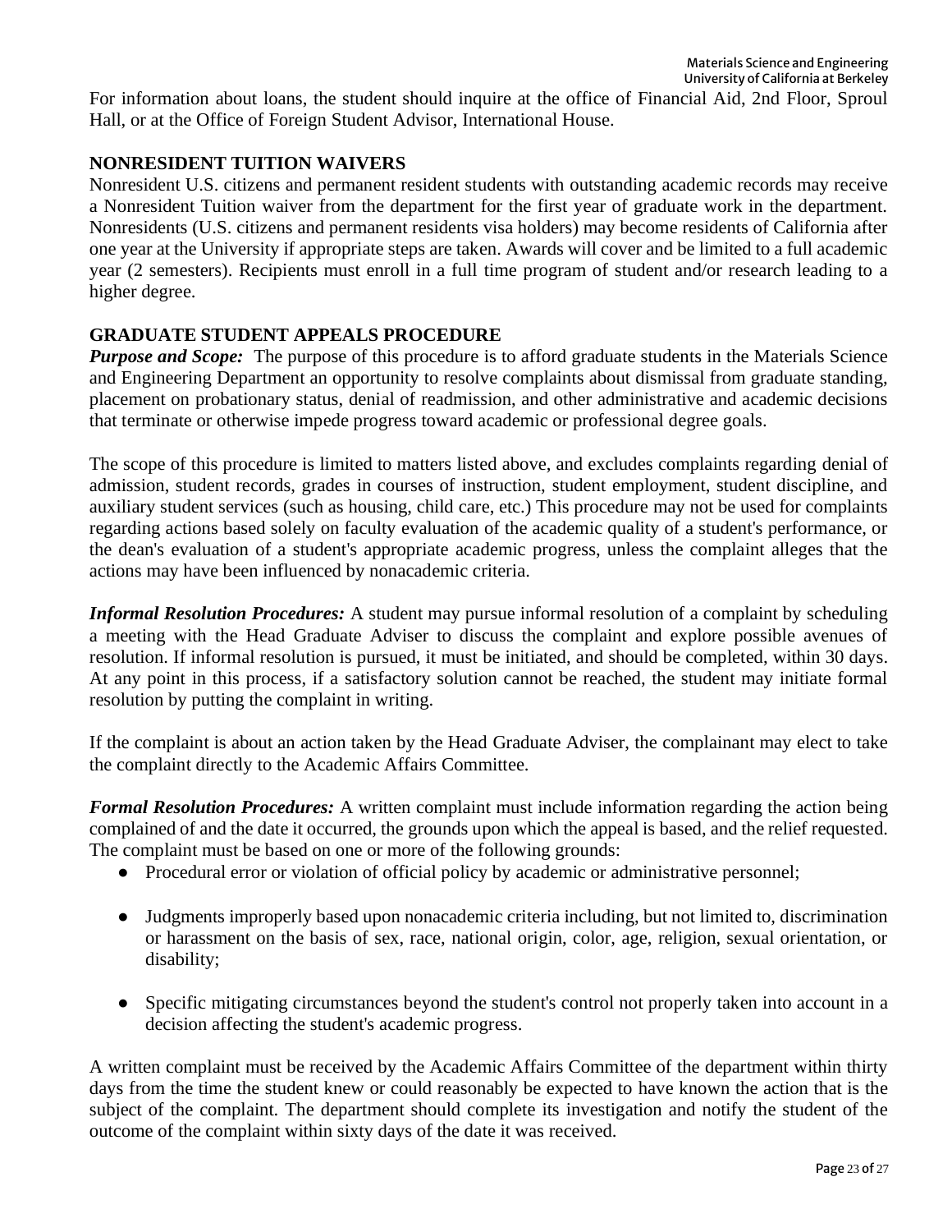For information about loans, the student should inquire at the office of Financial Aid, 2nd Floor, Sproul Hall, or at the Office of Foreign Student Advisor, International House.

## NONRESIDENT TUITION WAIVERS

Nonresident U.S. citizens and permanent resident students with outstanding academic records may receive a Nonresident Tuition waiver from the department for the first year of graduate work in the department. Nonresidents (U.S. citizens and permanent residents visa holders) may become residents of California after one year at the University if appropriate steps are taken. Awards will cover and be limited to a full academic year (2 semesters). Recipients must enroll in a full time program of student and/or research leading to a higher degree.

## GRADUATE STUDENT APPEALS PROCEDURE

***Purpose and Scope:*** The purpose of this procedure is to afford graduate students in the Materials Science and Engineering Department an opportunity to resolve complaints about dismissal from graduate standing, placement on probationary status, denial of readmission, and other administrative and academic decisions that terminate or otherwise impede progress toward academic or professional degree goals.

The scope of this procedure is limited to matters listed above, and excludes complaints regarding denial of admission, student records, grades in courses of instruction, student employment, student discipline, and auxiliary student services (such as housing, child care, etc.) This procedure may not be used for complaints regarding actions based solely on faculty evaluation of the academic quality of a student's performance, or the dean's evaluation of a student's appropriate academic progress, unless the complaint alleges that the actions may have been influenced by nonacademic criteria.

***Informal Resolution Procedures:*** A student may pursue informal resolution of a complaint by scheduling a meeting with the Head Graduate Adviser to discuss the complaint and explore possible avenues of resolution. If informal resolution is pursued, it must be initiated, and should be completed, within 30 days. At any point in this process, if a satisfactory solution cannot be reached, the student may initiate formal resolution by putting the complaint in writing.

If the complaint is about an action taken by the Head Graduate Adviser, the complainant may elect to take the complaint directly to the Academic Affairs Committee.

***Formal Resolution Procedures:*** A written complaint must include information regarding the action being complained of and the date it occurred, the grounds upon which the appeal is based, and the relief requested. The complaint must be based on one or more of the following grounds:

- Procedural error or violation of official policy by academic or administrative personnel;
- Judgments improperly based upon nonacademic criteria including, but not limited to, discrimination or harassment on the basis of sex, race, national origin, color, age, religion, sexual orientation, or disability;
- Specific mitigating circumstances beyond the student's control not properly taken into account in a decision affecting the student's academic progress.

A written complaint must be received by the Academic Affairs Committee of the department within thirty days from the time the student knew or could reasonably be expected to have known the action that is the subject of the complaint. The department should complete its investigation and notify the student of the outcome of the complaint within sixty days of the date it was received.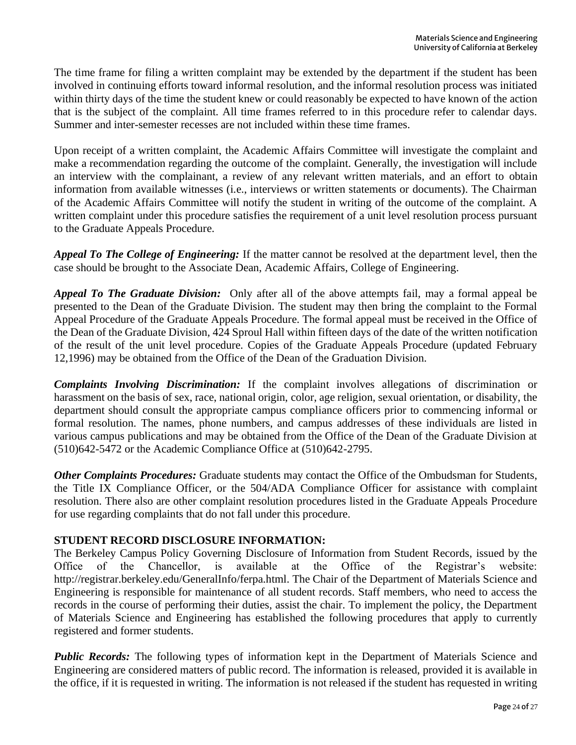The time frame for filing a written complaint may be extended by the department if the student has been involved in continuing efforts toward informal resolution, and the informal resolution process was initiated within thirty days of the time the student knew or could reasonably be expected to have known of the action that is the subject of the complaint. All time frames referred to in this procedure refer to calendar days. Summer and inter-semester recesses are not included within these time frames.

Upon receipt of a written complaint, the Academic Affairs Committee will investigate the complaint and make a recommendation regarding the outcome of the complaint. Generally, the investigation will include an interview with the complainant, a review of any relevant written materials, and an effort to obtain information from available witnesses (i.e., interviews or written statements or documents). The Chairman of the Academic Affairs Committee will notify the student in writing of the outcome of the complaint. A written complaint under this procedure satisfies the requirement of a unit level resolution process pursuant to the Graduate Appeals Procedure.

***Appeal To The College of Engineering:*** If the matter cannot be resolved at the department level, then the case should be brought to the Associate Dean, Academic Affairs, College of Engineering.

***Appeal To The Graduate Division:*** Only after all of the above attempts fail, may a formal appeal be presented to the Dean of the Graduate Division. The student may then bring the complaint to the Formal Appeal Procedure of the Graduate Appeals Procedure. The formal appeal must be received in the Office of the Dean of the Graduate Division, 424 Sproul Hall within fifteen days of the date of the written notification of the result of the unit level procedure. Copies of the Graduate Appeals Procedure (updated February 12,1996) may be obtained from the Office of the Dean of the Graduation Division.

***Complaints Involving Discrimination:*** If the complaint involves allegations of discrimination or harassment on the basis of sex, race, national origin, color, age religion, sexual orientation, or disability, the department should consult the appropriate campus compliance officers prior to commencing informal or formal resolution. The names, phone numbers, and campus addresses of these individuals are listed in various campus publications and may be obtained from the Office of the Dean of the Graduate Division at (510)642-5472 or the Academic Compliance Office at (510)642-2795.

***Other Complaints Procedures:*** Graduate students may contact the Office of the Ombudsman for Students, the Title IX Compliance Officer, or the 504/ADA Compliance Officer for assistance with complaint resolution. There also are other complaint resolution procedures listed in the Graduate Appeals Procedure for use regarding complaints that do not fall under this procedure.

**STUDENT RECORD DISCLOSURE INFORMATION:**

The Berkeley Campus Policy Governing Disclosure of Information from Student Records, issued by the Office of the Chancellor, is available at the Office of the Registrar's website: http://registrar.berkeley.edu/GeneralInfo/ferpa.html. The Chair of the Department of Materials Science and Engineering is responsible for maintenance of all student records. Staff members, who need to access the records in the course of performing their duties, assist the chair. To implement the policy, the Department of Materials Science and Engineering has established the following procedures that apply to currently registered and former students.

***Public Records:*** The following types of information kept in the Department of Materials Science and Engineering are considered matters of public record. The information is released, provided it is available in the office, if it is requested in writing. The information is not released if the student has requested in writing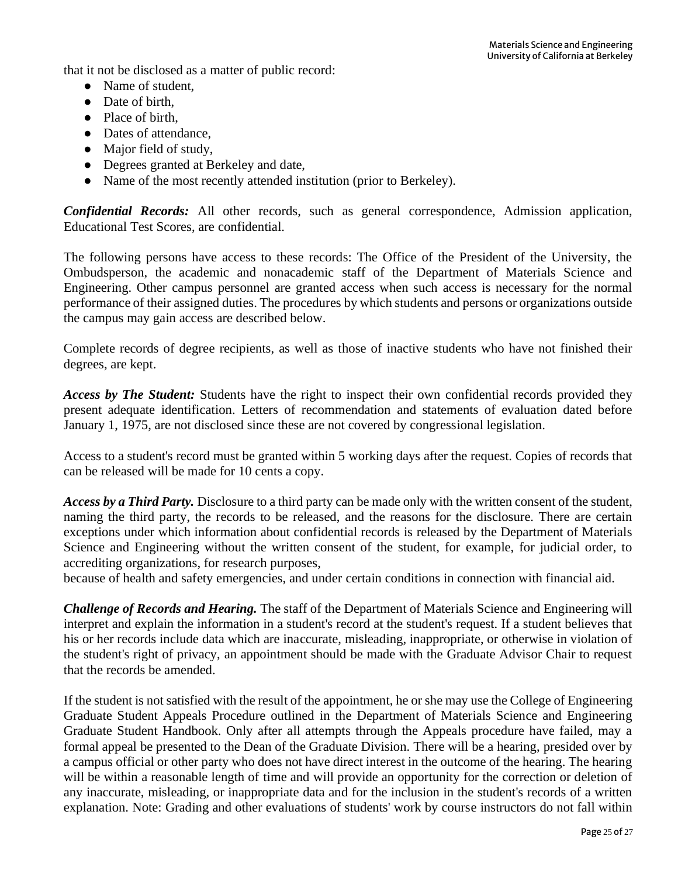that it not be disclosed as a matter of public record:

- Name of student,
- Date of birth,
- Place of birth,
- Dates of attendance,
- Major field of study,
- Degrees granted at Berkeley and date,
- Name of the most recently attended institution (prior to Berkeley).

***Confidential Records:*** All other records, such as general correspondence, Admission application, Educational Test Scores, are confidential.

The following persons have access to these records: The Office of the President of the University, the Ombudsperson, the academic and nonacademic staff of the Department of Materials Science and Engineering. Other campus personnel are granted access when such access is necessary for the normal performance of their assigned duties. The procedures by which students and persons or organizations outside the campus may gain access are described below.

Complete records of degree recipients, as well as those of inactive students who have not finished their degrees, are kept.

***Access by The Student:*** Students have the right to inspect their own confidential records provided they present adequate identification. Letters of recommendation and statements of evaluation dated before January 1, 1975, are not disclosed since these are not covered by congressional legislation.

Access to a student's record must be granted within 5 working days after the request. Copies of records that can be released will be made for 10 cents a copy.

***Access by a Third Party.*** Disclosure to a third party can be made only with the written consent of the student, naming the third party, the records to be released, and the reasons for the disclosure. There are certain exceptions under which information about confidential records is released by the Department of Materials Science and Engineering without the written consent of the student, for example, for judicial order, to accrediting organizations, for research purposes,
because of health and safety emergencies, and under certain conditions in connection with financial aid.

***Challenge of Records and Hearing.*** The staff of the Department of Materials Science and Engineering will interpret and explain the information in a student's record at the student's request. If a student believes that his or her records include data which are inaccurate, misleading, inappropriate, or otherwise in violation of the student's right of privacy, an appointment should be made with the Graduate Advisor Chair to request that the records be amended.

If the student is not satisfied with the result of the appointment, he or she may use the College of Engineering Graduate Student Appeals Procedure outlined in the Department of Materials Science and Engineering Graduate Student Handbook. Only after all attempts through the Appeals procedure have failed, may a formal appeal be presented to the Dean of the Graduate Division. There will be a hearing, presided over by a campus official or other party who does not have direct interest in the outcome of the hearing. The hearing will be within a reasonable length of time and will provide an opportunity for the correction or deletion of any inaccurate, misleading, or inappropriate data and for the inclusion in the student's records of a written explanation. Note: Grading and other evaluations of students' work by course instructors do not fall within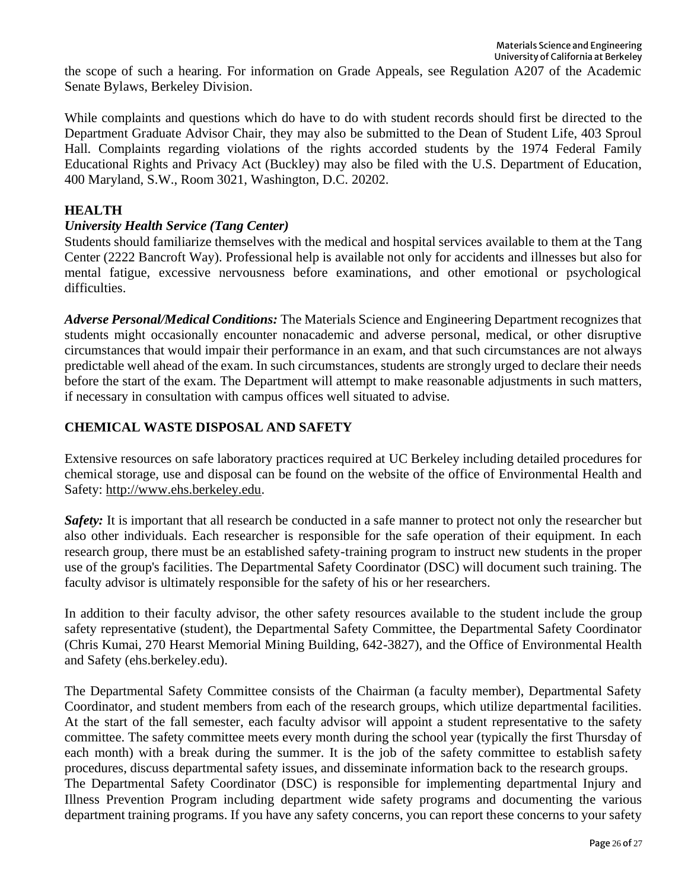the scope of such a hearing. For information on Grade Appeals, see Regulation A207 of the Academic Senate Bylaws, Berkeley Division.

While complaints and questions which do have to do with student records should first be directed to the Department Graduate Advisor Chair, they may also be submitted to the Dean of Student Life, 403 Sproul Hall. Complaints regarding violations of the rights accorded students by the 1974 Federal Family Educational Rights and Privacy Act (Buckley) may also be filed with the U.S. Department of Education, 400 Maryland, S.W., Room 3021, Washington, D.C. 20202.

## HEALTH

### *University Health Service (Tang Center)*

Students should familiarize themselves with the medical and hospital services available to them at the Tang Center (2222 Bancroft Way). Professional help is available not only for accidents and illnesses but also for mental fatigue, excessive nervousness before examinations, and other emotional or psychological difficulties.

***Adverse Personal/Medical Conditions:*** The Materials Science and Engineering Department recognizes that students might occasionally encounter nonacademic and adverse personal, medical, or other disruptive circumstances that would impair their performance in an exam, and that such circumstances are not always predictable well ahead of the exam. In such circumstances, students are strongly urged to declare their needs before the start of the exam. The Department will attempt to make reasonable adjustments in such matters, if necessary in consultation with campus offices well situated to advise.

## CHEMICAL WASTE DISPOSAL AND SAFETY

Extensive resources on safe laboratory practices required at UC Berkeley including detailed procedures for chemical storage, use and disposal can be found on the website of the office of Environmental Health and Safety: http://www.ehs.berkeley.edu.

***Safety:*** It is important that all research be conducted in a safe manner to protect not only the researcher but also other individuals. Each researcher is responsible for the safe operation of their equipment. In each research group, there must be an established safety-training program to instruct new students in the proper use of the group's facilities. The Departmental Safety Coordinator (DSC) will document such training. The faculty advisor is ultimately responsible for the safety of his or her researchers.

In addition to their faculty advisor, the other safety resources available to the student include the group safety representative (student), the Departmental Safety Committee, the Departmental Safety Coordinator (Chris Kumai, 270 Hearst Memorial Mining Building, 642-3827), and the Office of Environmental Health and Safety (ehs.berkeley.edu).

The Departmental Safety Committee consists of the Chairman (a faculty member), Departmental Safety Coordinator, and student members from each of the research groups, which utilize departmental facilities. At the start of the fall semester, each faculty advisor will appoint a student representative to the safety committee. The safety committee meets every month during the school year (typically the first Thursday of each month) with a break during the summer. It is the job of the safety committee to establish safety procedures, discuss departmental safety issues, and disseminate information back to the research groups.
The Departmental Safety Coordinator (DSC) is responsible for implementing departmental Injury and Illness Prevention Program including department wide safety programs and documenting the various department training programs. If you have any safety concerns, you can report these concerns to your safety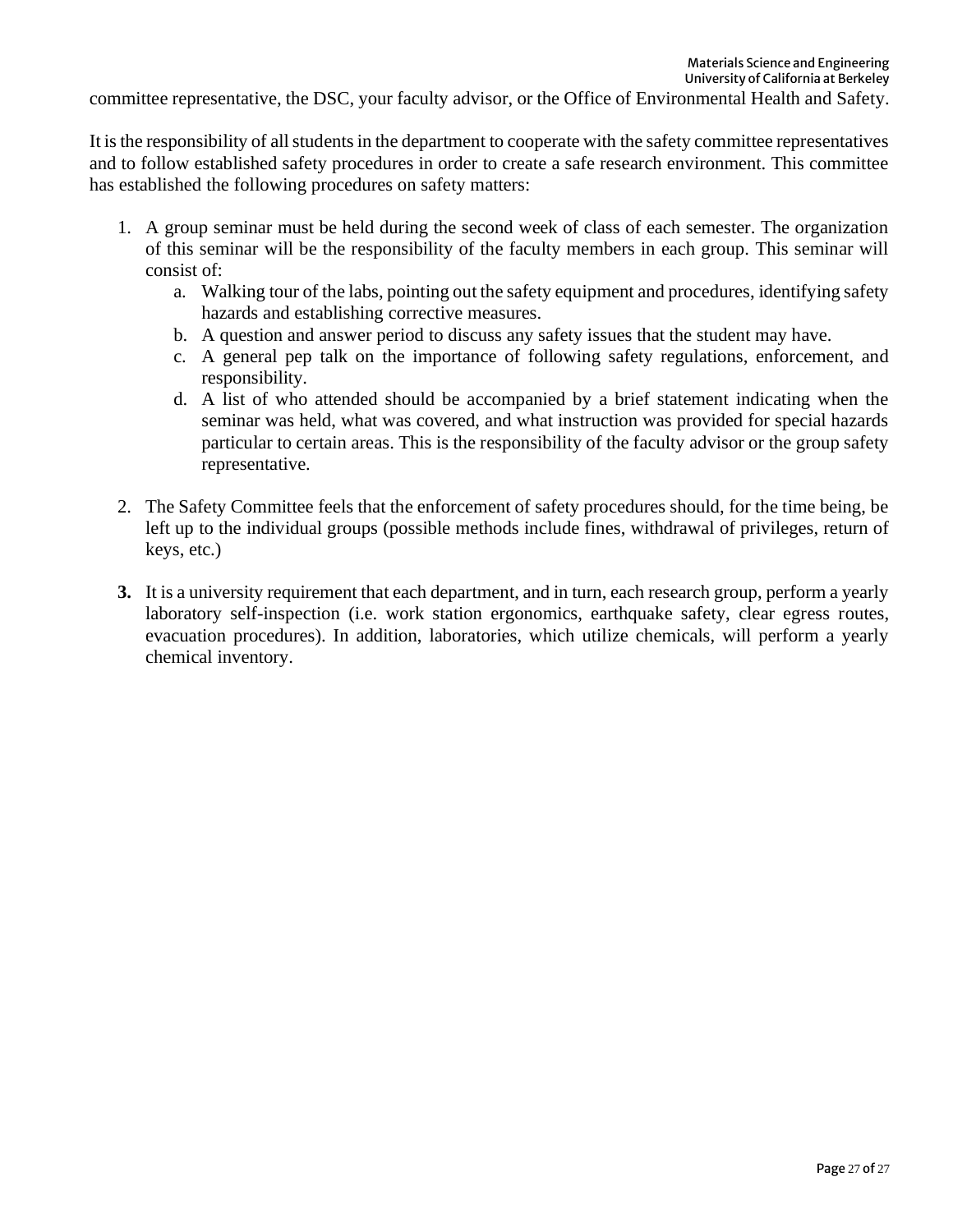committee representative, the DSC, your faculty advisor, or the Office of Environmental Health and Safety.

It is the responsibility of all students in the department to cooperate with the safety committee representatives and to follow established safety procedures in order to create a safe research environment. This committee has established the following procedures on safety matters:

1. A group seminar must be held during the second week of class of each semester. The organization of this seminar will be the responsibility of the faculty members in each group. This seminar will consist of:
    a. Walking tour of the labs, pointing out the safety equipment and procedures, identifying safety hazards and establishing corrective measures.
    b. A question and answer period to discuss any safety issues that the student may have.
    c. A general pep talk on the importance of following safety regulations, enforcement, and responsibility.
    d. A list of who attended should be accompanied by a brief statement indicating when the seminar was held, what was covered, and what instruction was provided for special hazards particular to certain areas. This is the responsibility of the faculty advisor or the group safety representative.

2. The Safety Committee feels that the enforcement of safety procedures should, for the time being, be left up to the individual groups (possible methods include fines, withdrawal of privileges, return of keys, etc.)

3. It is a university requirement that each department, and in turn, each research group, perform a yearly laboratory self-inspection (i.e. work station ergonomics, earthquake safety, clear egress routes, evacuation procedures). In addition, laboratories, which utilize chemicals, will perform a yearly chemical inventory.